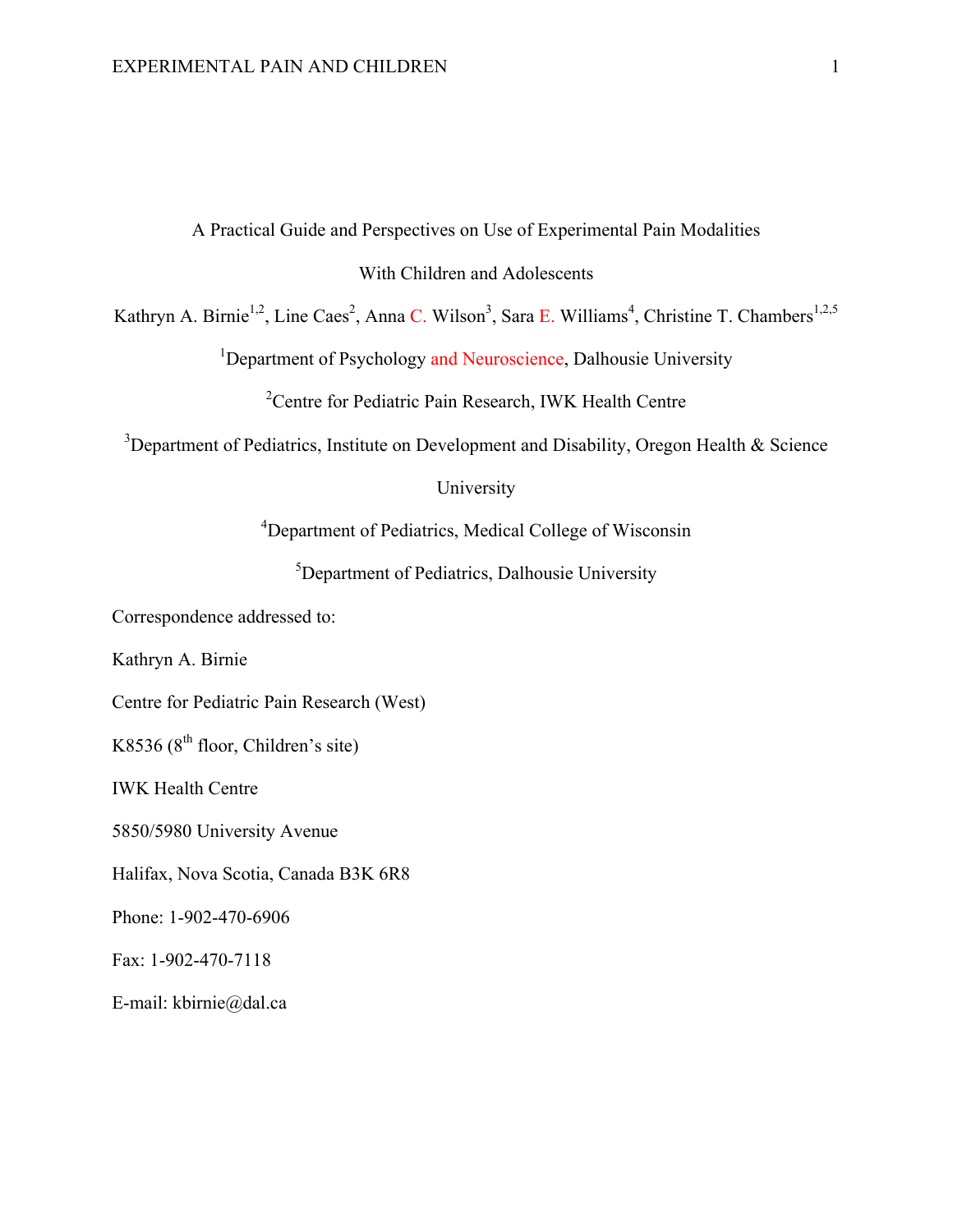# A Practical Guide and Perspectives on Use of Experimental Pain Modalities With Children and Adolescents

Kathryn A. Birnie[1,2], Line Caes[2], Anna C. Wilson[3], Sara E. Williams[4], Christine T. Chambers[1,2,5]

[1]Department of Psychology and Neuroscience, Dalhousie University

[2]Centre for Pediatric Pain Research, IWK Health Centre

[3]Department of Pediatrics, Institute on Development and Disability, Oregon Health & Science University

[4]Department of Pediatrics, Medical College of Wisconsin

[5]Department of Pediatrics, Dalhousie University

Correspondence addressed to:

Kathryn A. Birnie

Centre for Pediatric Pain Research (West)

K8536 (8th floor, Children's site)

IWK Health Centre

5850/5980 University Avenue

Halifax, Nova Scotia, Canada B3K 6R8

Phone: 1-902-470-6906

Fax: 1-902-470-7118

E-mail: kbirnie@dal.ca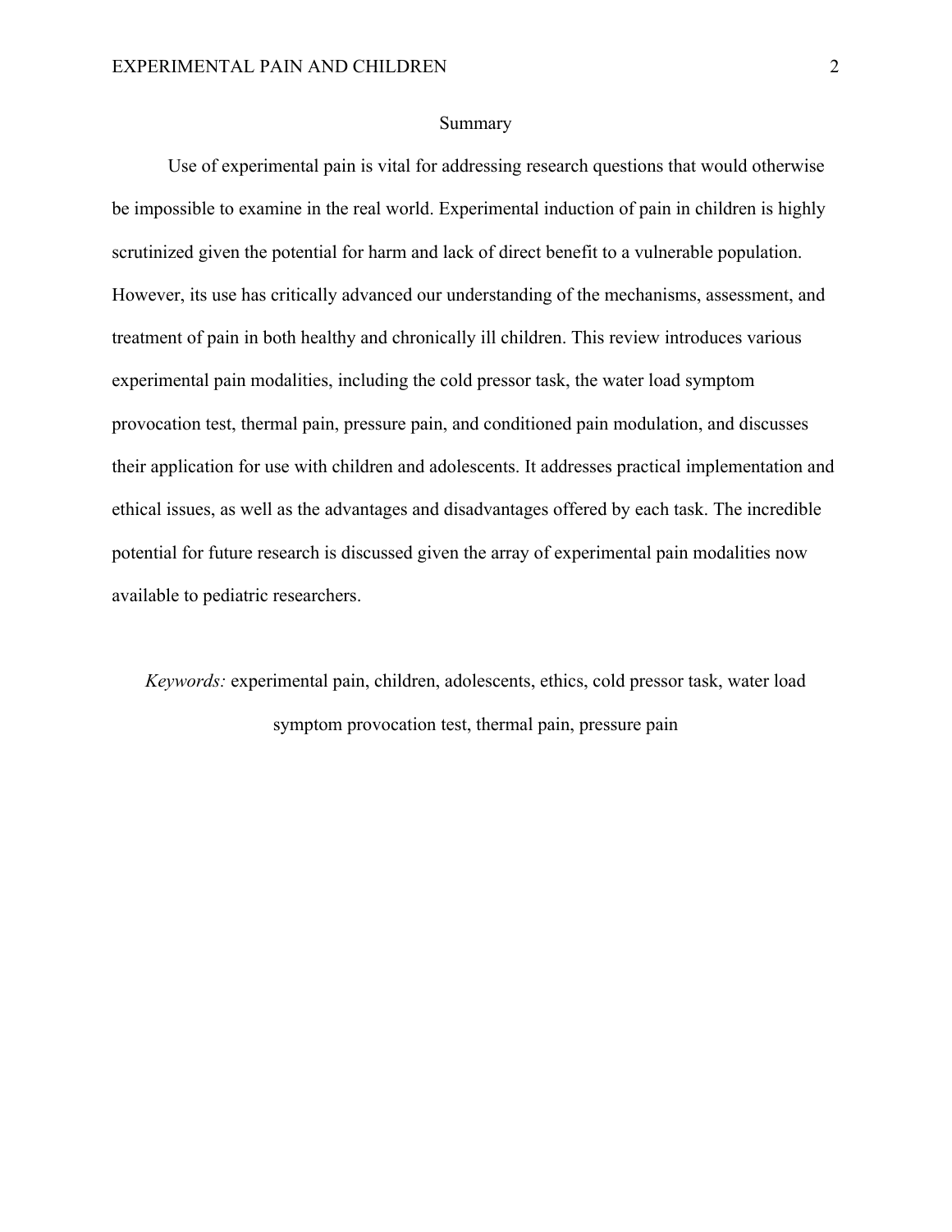## Summary

Use of experimental pain is vital for addressing research questions that would otherwise be impossible to examine in the real world. Experimental induction of pain in children is highly scrutinized given the potential for harm and lack of direct benefit to a vulnerable population. However, its use has critically advanced our understanding of the mechanisms, assessment, and treatment of pain in both healthy and chronically ill children. This review introduces various experimental pain modalities, including the cold pressor task, the water load symptom provocation test, thermal pain, pressure pain, and conditioned pain modulation, and discusses their application for use with children and adolescents. It addresses practical implementation and ethical issues, as well as the advantages and disadvantages offered by each task. The incredible potential for future research is discussed given the array of experimental pain modalities now available to pediatric researchers.

*Keywords:* experimental pain, children, adolescents, ethics, cold pressor task, water load symptom provocation test, thermal pain, pressure pain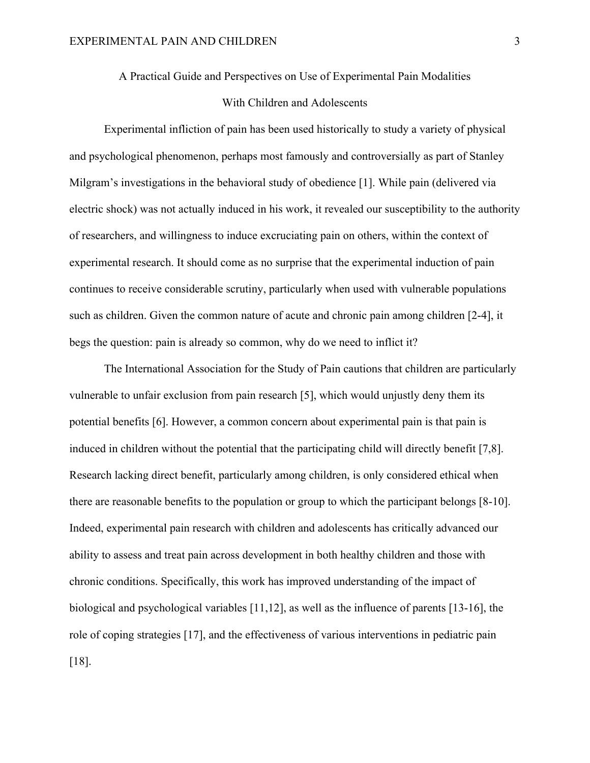# A Practical Guide and Perspectives on Use of Experimental Pain Modalities With Children and Adolescents

Experimental infliction of pain has been used historically to study a variety of physical and psychological phenomenon, perhaps most famously and controversially as part of Stanley Milgram's investigations in the behavioral study of obedience [1]. While pain (delivered via electric shock) was not actually induced in his work, it revealed our susceptibility to the authority of researchers, and willingness to induce excruciating pain on others, within the context of experimental research. It should come as no surprise that the experimental induction of pain continues to receive considerable scrutiny, particularly when used with vulnerable populations such as children. Given the common nature of acute and chronic pain among children [2-4], it begs the question: pain is already so common, why do we need to inflict it?

The International Association for the Study of Pain cautions that children are particularly vulnerable to unfair exclusion from pain research [5], which would unjustly deny them its potential benefits [6]. However, a common concern about experimental pain is that pain is induced in children without the potential that the participating child will directly benefit [7,8]. Research lacking direct benefit, particularly among children, is only considered ethical when there are reasonable benefits to the population or group to which the participant belongs [8-10]. Indeed, experimental pain research with children and adolescents has critically advanced our ability to assess and treat pain across development in both healthy children and those with chronic conditions. Specifically, this work has improved understanding of the impact of biological and psychological variables [11,12], as well as the influence of parents [13-16], the role of coping strategies [17], and the effectiveness of various interventions in pediatric pain [18].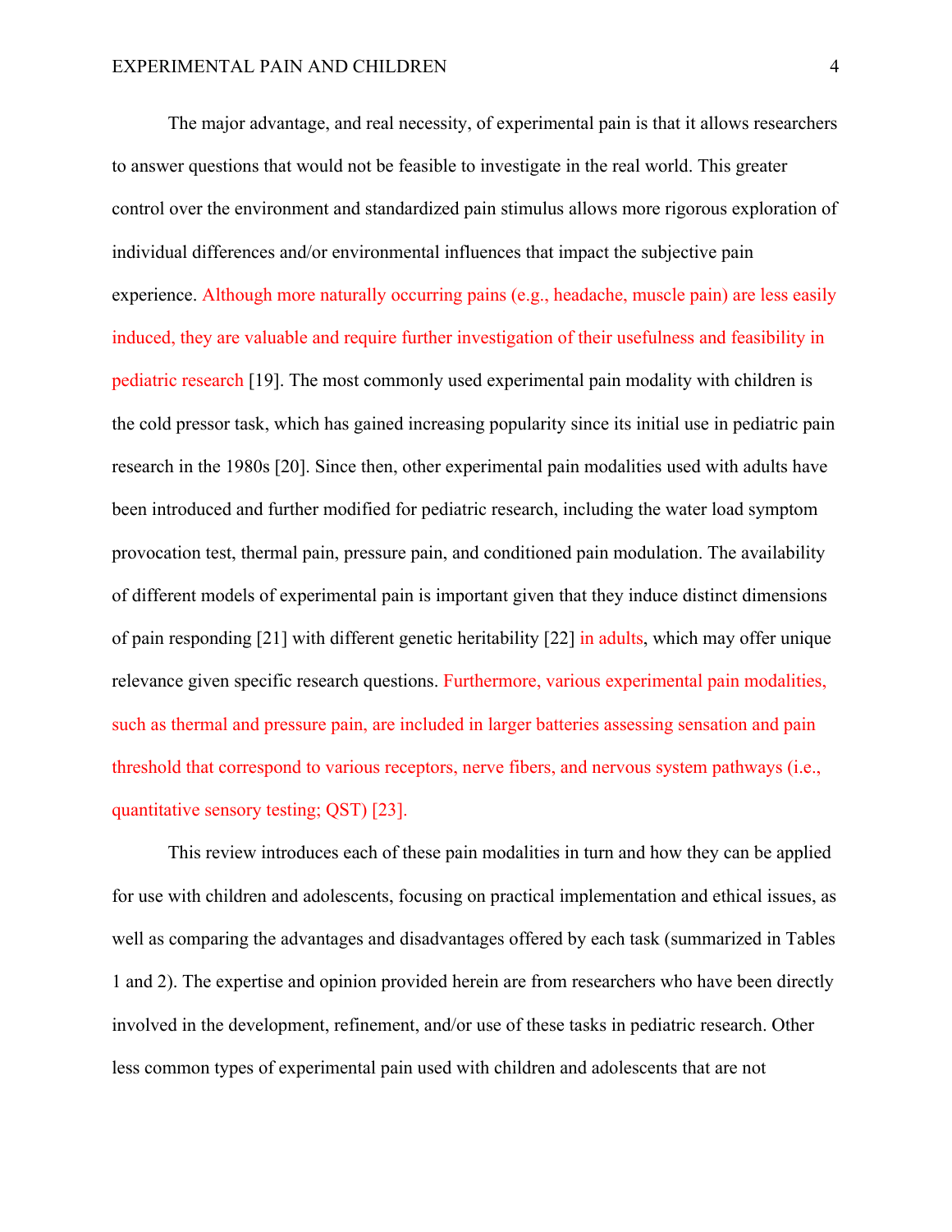The major advantage, and real necessity, of experimental pain is that it allows researchers to answer questions that would not be feasible to investigate in the real world. This greater control over the environment and standardized pain stimulus allows more rigorous exploration of individual differences and/or environmental influences that impact the subjective pain experience. Although more naturally occurring pains (e.g., headache, muscle pain) are less easily induced, they are valuable and require further investigation of their usefulness and feasibility in pediatric research [19]. The most commonly used experimental pain modality with children is the cold pressor task, which has gained increasing popularity since its initial use in pediatric pain research in the 1980s [20]. Since then, other experimental pain modalities used with adults have been introduced and further modified for pediatric research, including the water load symptom provocation test, thermal pain, pressure pain, and conditioned pain modulation. The availability of different models of experimental pain is important given that they induce distinct dimensions of pain responding [21] with different genetic heritability [22] in adults, which may offer unique relevance given specific research questions. Furthermore, various experimental pain modalities, such as thermal and pressure pain, are included in larger batteries assessing sensation and pain threshold that correspond to various receptors, nerve fibers, and nervous system pathways (i.e., quantitative sensory testing; QST) [23].

This review introduces each of these pain modalities in turn and how they can be applied for use with children and adolescents, focusing on practical implementation and ethical issues, as well as comparing the advantages and disadvantages offered by each task (summarized in Tables 1 and 2). The expertise and opinion provided herein are from researchers who have been directly involved in the development, refinement, and/or use of these tasks in pediatric research. Other less common types of experimental pain used with children and adolescents that are not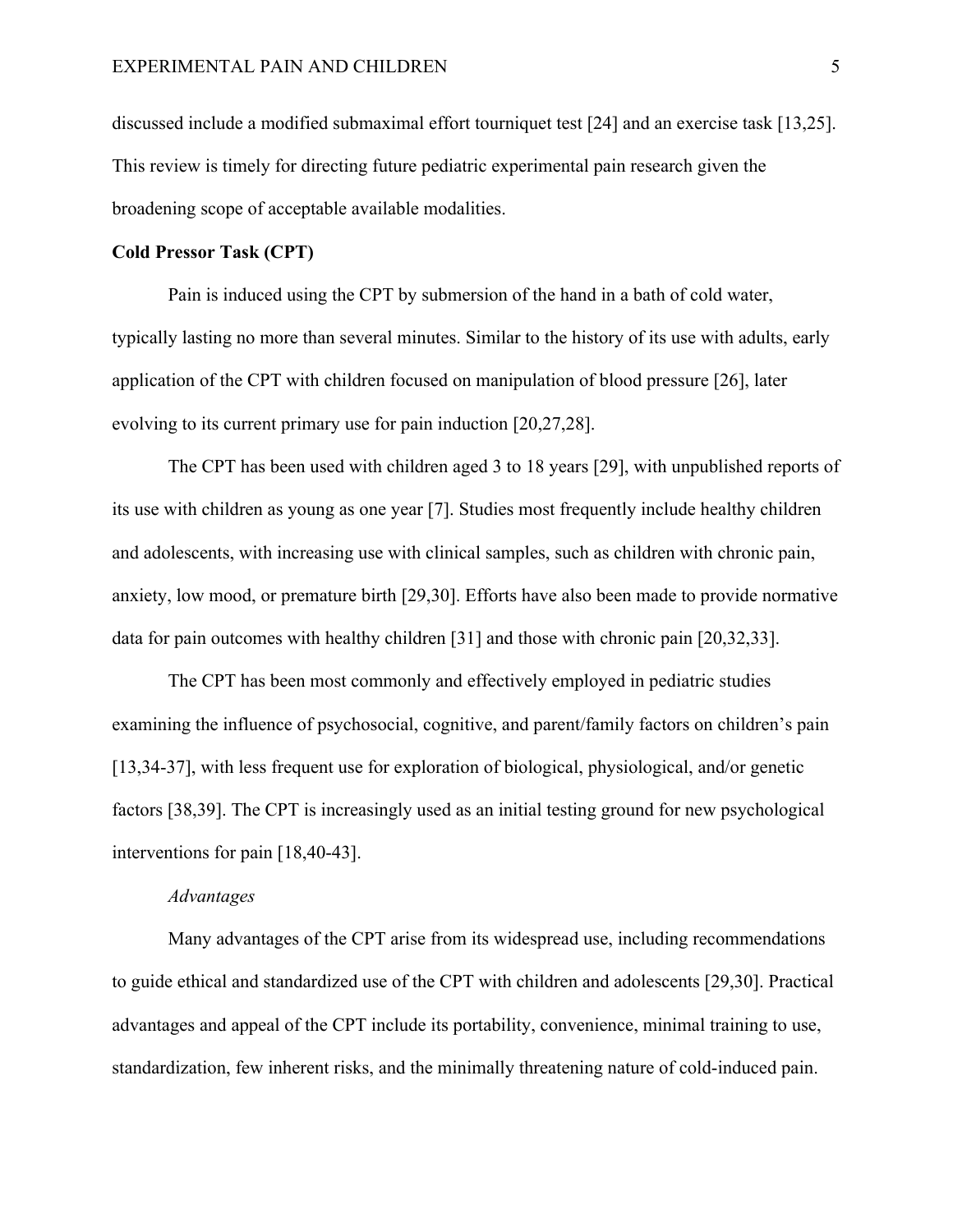discussed include a modified submaximal effort tourniquet test [24] and an exercise task [13,25]. This review is timely for directing future pediatric experimental pain research given the broadening scope of acceptable available modalities.

**Cold Pressor Task (CPT)**

Pain is induced using the CPT by submersion of the hand in a bath of cold water, typically lasting no more than several minutes. Similar to the history of its use with adults, early application of the CPT with children focused on manipulation of blood pressure [26], later evolving to its current primary use for pain induction [20,27,28].

The CPT has been used with children aged 3 to 18 years [29], with unpublished reports of its use with children as young as one year [7]. Studies most frequently include healthy children and adolescents, with increasing use with clinical samples, such as children with chronic pain, anxiety, low mood, or premature birth [29,30]. Efforts have also been made to provide normative data for pain outcomes with healthy children [31] and those with chronic pain [20,32,33].

The CPT has been most commonly and effectively employed in pediatric studies examining the influence of psychosocial, cognitive, and parent/family factors on children's pain [13,34-37], with less frequent use for exploration of biological, physiological, and/or genetic factors [38,39]. The CPT is increasingly used as an initial testing ground for new psychological interventions for pain [18,40-43].

*Advantages*

Many advantages of the CPT arise from its widespread use, including recommendations to guide ethical and standardized use of the CPT with children and adolescents [29,30]. Practical advantages and appeal of the CPT include its portability, convenience, minimal training to use, standardization, few inherent risks, and the minimally threatening nature of cold-induced pain.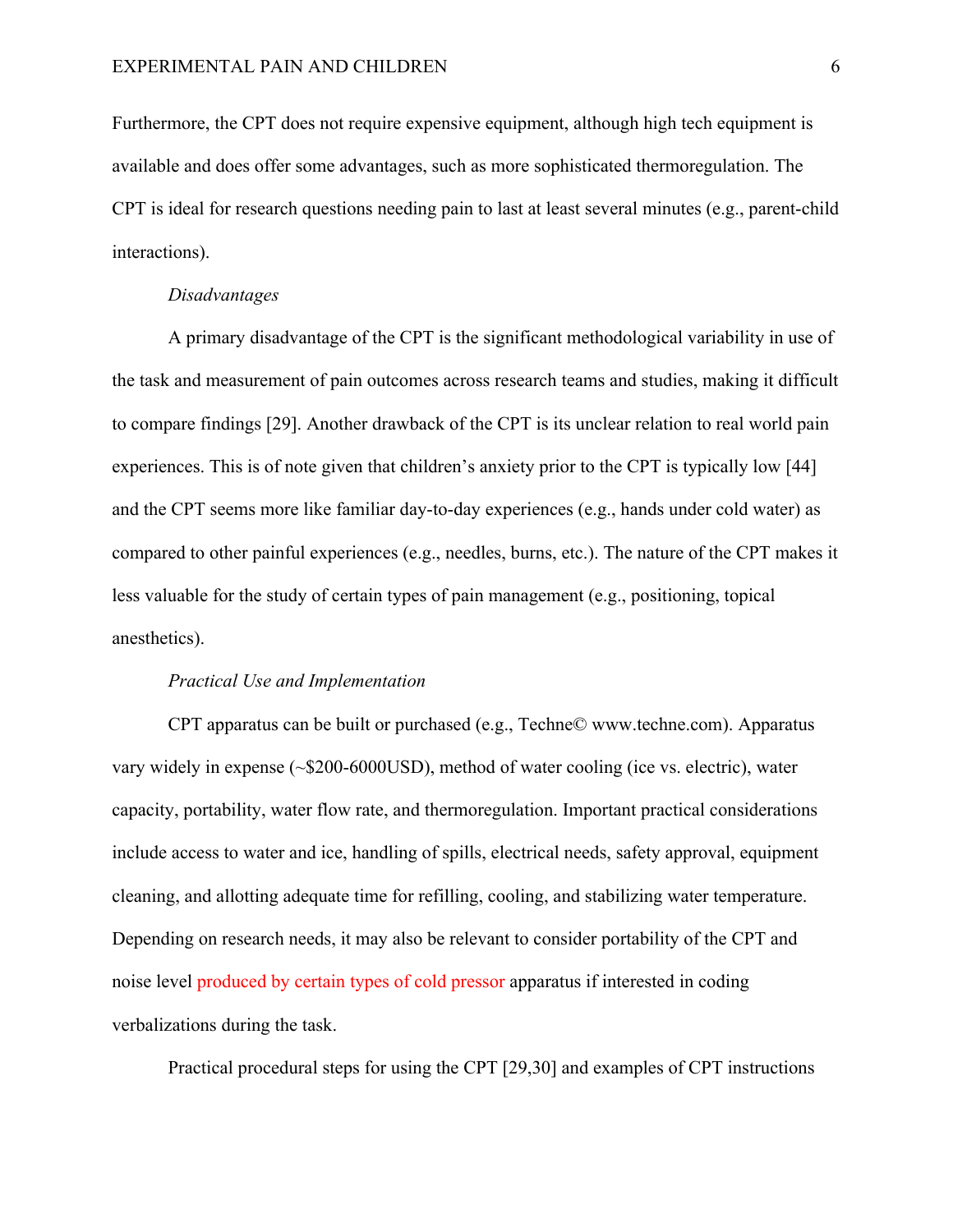Furthermore, the CPT does not require expensive equipment, although high tech equipment is available and does offer some advantages, such as more sophisticated thermoregulation. The CPT is ideal for research questions needing pain to last at least several minutes (e.g., parent-child interactions).

*Disadvantages*

A primary disadvantage of the CPT is the significant methodological variability in use of the task and measurement of pain outcomes across research teams and studies, making it difficult to compare findings [29]. Another drawback of the CPT is its unclear relation to real world pain experiences. This is of note given that children's anxiety prior to the CPT is typically low [44] and the CPT seems more like familiar day-to-day experiences (e.g., hands under cold water) as compared to other painful experiences (e.g., needles, burns, etc.). The nature of the CPT makes it less valuable for the study of certain types of pain management (e.g., positioning, topical anesthetics).

*Practical Use and Implementation*

CPT apparatus can be built or purchased (e.g., Techne© www.techne.com). Apparatus vary widely in expense (~$200-6000USD), method of water cooling (ice vs. electric), water capacity, portability, water flow rate, and thermoregulation. Important practical considerations include access to water and ice, handling of spills, electrical needs, safety approval, equipment cleaning, and allotting adequate time for refilling, cooling, and stabilizing water temperature. Depending on research needs, it may also be relevant to consider portability of the CPT and noise level produced by certain types of cold pressor apparatus if interested in coding verbalizations during the task.

Practical procedural steps for using the CPT [29,30] and examples of CPT instructions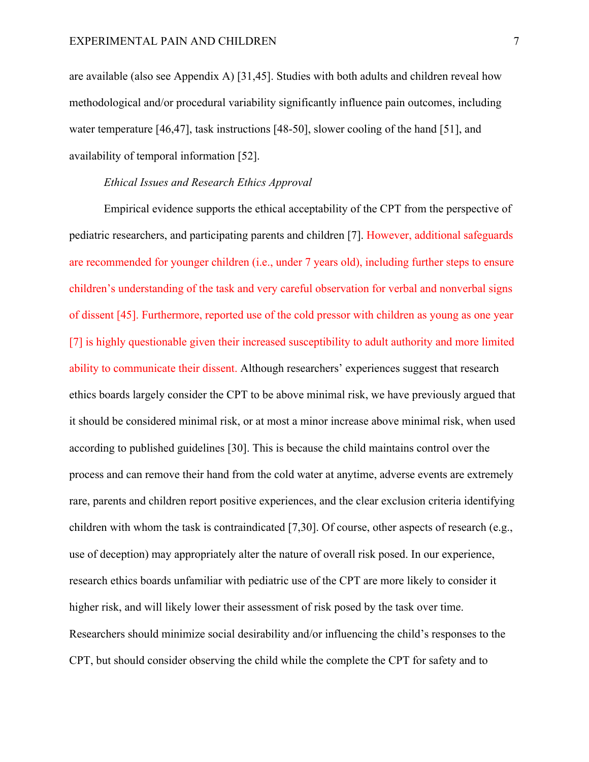are available (also see Appendix A) [31,45]. Studies with both adults and children reveal how methodological and/or procedural variability significantly influence pain outcomes, including water temperature [46,47], task instructions [48-50], slower cooling of the hand [51], and availability of temporal information [52].

*Ethical Issues and Research Ethics Approval*

Empirical evidence supports the ethical acceptability of the CPT from the perspective of pediatric researchers, and participating parents and children [7]. However, additional safeguards are recommended for younger children (i.e., under 7 years old), including further steps to ensure children's understanding of the task and very careful observation for verbal and nonverbal signs of dissent [45]. Furthermore, reported use of the cold pressor with children as young as one year [7] is highly questionable given their increased susceptibility to adult authority and more limited ability to communicate their dissent. Although researchers' experiences suggest that research ethics boards largely consider the CPT to be above minimal risk, we have previously argued that it should be considered minimal risk, or at most a minor increase above minimal risk, when used according to published guidelines [30]. This is because the child maintains control over the process and can remove their hand from the cold water at anytime, adverse events are extremely rare, parents and children report positive experiences, and the clear exclusion criteria identifying children with whom the task is contraindicated [7,30]. Of course, other aspects of research (e.g., use of deception) may appropriately alter the nature of overall risk posed. In our experience, research ethics boards unfamiliar with pediatric use of the CPT are more likely to consider it higher risk, and will likely lower their assessment of risk posed by the task over time. Researchers should minimize social desirability and/or influencing the child's responses to the CPT, but should consider observing the child while the complete the CPT for safety and to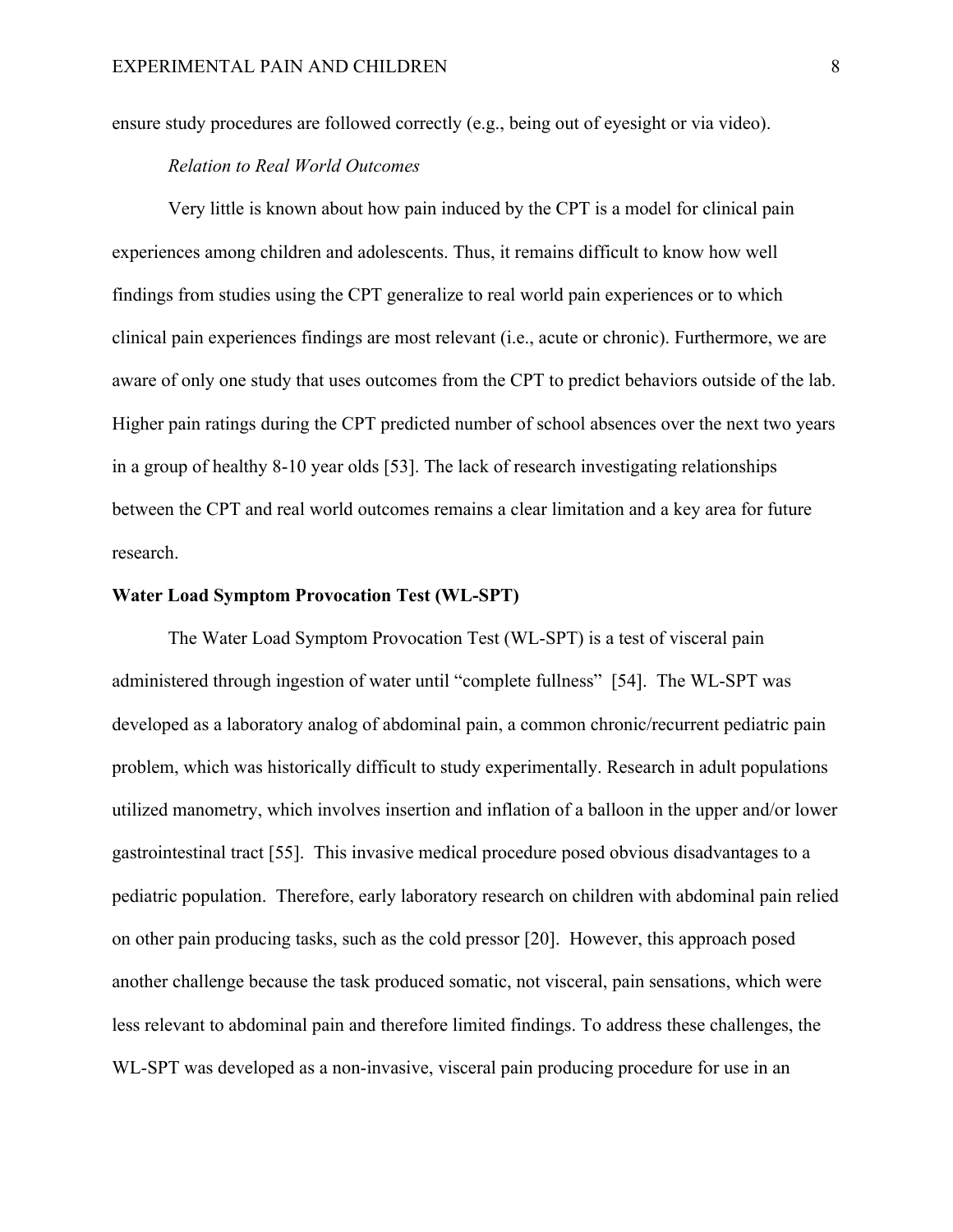ensure study procedures are followed correctly (e.g., being out of eyesight or via video).

*Relation to Real World Outcomes*

Very little is known about how pain induced by the CPT is a model for clinical pain experiences among children and adolescents. Thus, it remains difficult to know how well findings from studies using the CPT generalize to real world pain experiences or to which clinical pain experiences findings are most relevant (i.e., acute or chronic). Furthermore, we are aware of only one study that uses outcomes from the CPT to predict behaviors outside of the lab. Higher pain ratings during the CPT predicted number of school absences over the next two years in a group of healthy 8-10 year olds [53]. The lack of research investigating relationships between the CPT and real world outcomes remains a clear limitation and a key area for future research.

**Water Load Symptom Provocation Test (WL-SPT)**

The Water Load Symptom Provocation Test (WL-SPT) is a test of visceral pain administered through ingestion of water until "complete fullness" [54]. The WL-SPT was developed as a laboratory analog of abdominal pain, a common chronic/recurrent pediatric pain problem, which was historically difficult to study experimentally. Research in adult populations utilized manometry, which involves insertion and inflation of a balloon in the upper and/or lower gastrointestinal tract [55]. This invasive medical procedure posed obvious disadvantages to a pediatric population. Therefore, early laboratory research on children with abdominal pain relied on other pain producing tasks, such as the cold pressor [20]. However, this approach posed another challenge because the task produced somatic, not visceral, pain sensations, which were less relevant to abdominal pain and therefore limited findings. To address these challenges, the WL-SPT was developed as a non-invasive, visceral pain producing procedure for use in an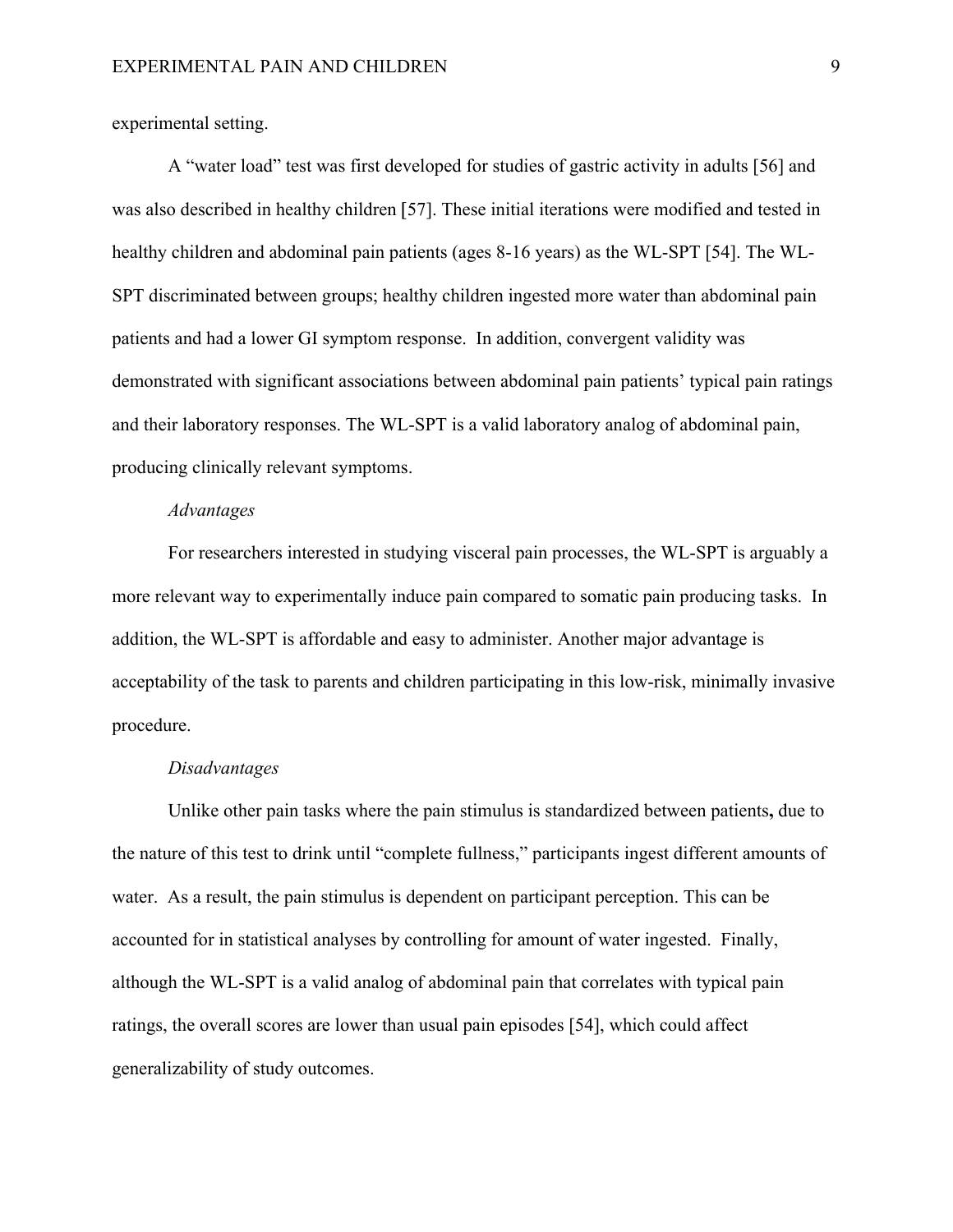experimental setting.

A "water load" test was first developed for studies of gastric activity in adults [56] and was also described in healthy children [57]. These initial iterations were modified and tested in healthy children and abdominal pain patients (ages 8-16 years) as the WL-SPT [54]. The WL-SPT discriminated between groups; healthy children ingested more water than abdominal pain patients and had a lower GI symptom response. In addition, convergent validity was demonstrated with significant associations between abdominal pain patients' typical pain ratings and their laboratory responses. The WL-SPT is a valid laboratory analog of abdominal pain, producing clinically relevant symptoms.

*Advantages*

For researchers interested in studying visceral pain processes, the WL-SPT is arguably a more relevant way to experimentally induce pain compared to somatic pain producing tasks. In addition, the WL-SPT is affordable and easy to administer. Another major advantage is acceptability of the task to parents and children participating in this low-risk, minimally invasive procedure.

*Disadvantages*

Unlike other pain tasks where the pain stimulus is standardized between patients**,** due to the nature of this test to drink until "complete fullness," participants ingest different amounts of water. As a result, the pain stimulus is dependent on participant perception. This can be accounted for in statistical analyses by controlling for amount of water ingested. Finally, although the WL-SPT is a valid analog of abdominal pain that correlates with typical pain ratings, the overall scores are lower than usual pain episodes [54], which could affect generalizability of study outcomes.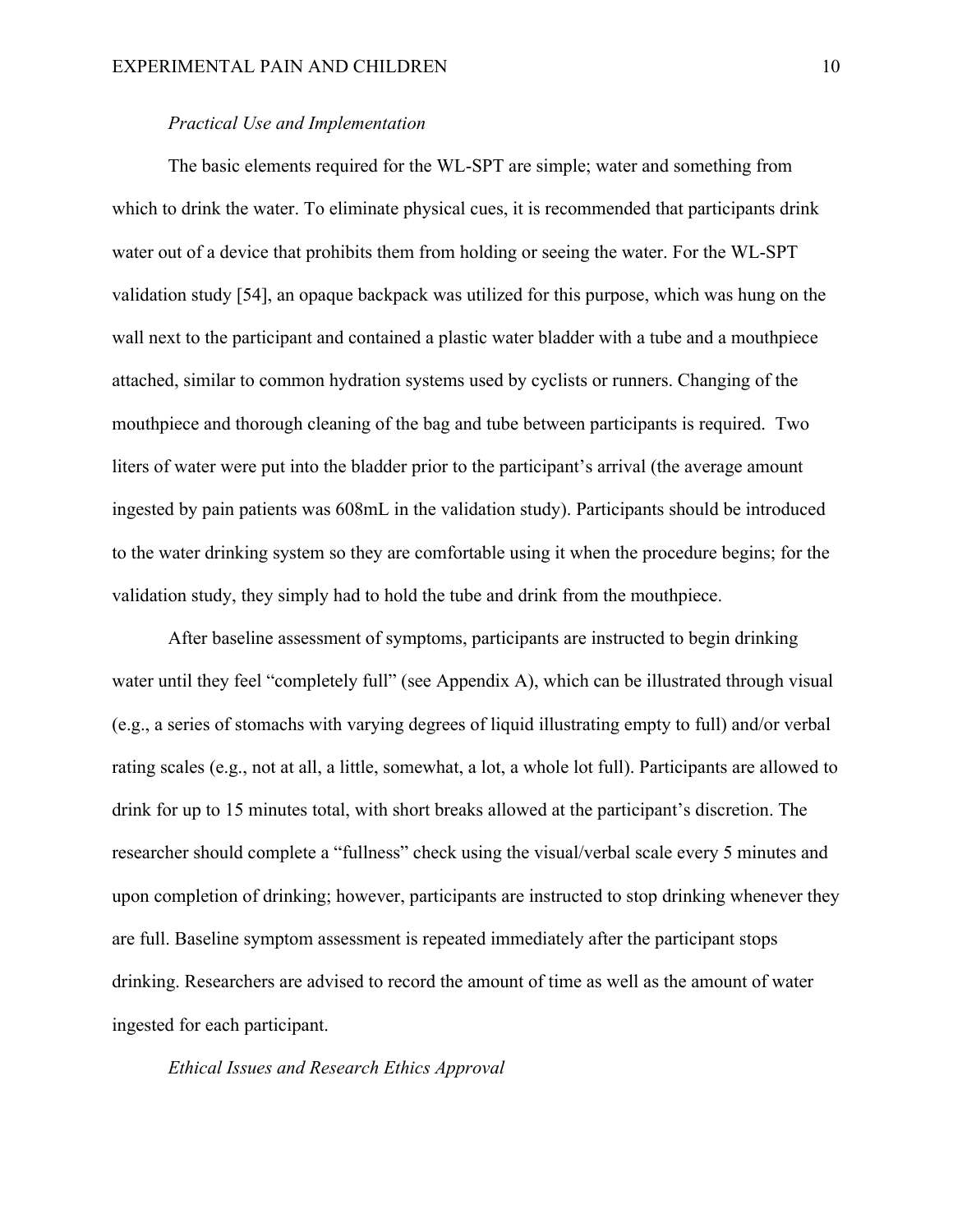*Practical Use and Implementation*

The basic elements required for the WL-SPT are simple; water and something from which to drink the water. To eliminate physical cues, it is recommended that participants drink water out of a device that prohibits them from holding or seeing the water. For the WL-SPT validation study [54], an opaque backpack was utilized for this purpose, which was hung on the wall next to the participant and contained a plastic water bladder with a tube and a mouthpiece attached, similar to common hydration systems used by cyclists or runners. Changing of the mouthpiece and thorough cleaning of the bag and tube between participants is required. Two liters of water were put into the bladder prior to the participant's arrival (the average amount ingested by pain patients was 608mL in the validation study). Participants should be introduced to the water drinking system so they are comfortable using it when the procedure begins; for the validation study, they simply had to hold the tube and drink from the mouthpiece.

After baseline assessment of symptoms, participants are instructed to begin drinking water until they feel "completely full" (see Appendix A), which can be illustrated through visual (e.g., a series of stomachs with varying degrees of liquid illustrating empty to full) and/or verbal rating scales (e.g., not at all, a little, somewhat, a lot, a whole lot full). Participants are allowed to drink for up to 15 minutes total, with short breaks allowed at the participant's discretion. The researcher should complete a "fullness" check using the visual/verbal scale every 5 minutes and upon completion of drinking; however, participants are instructed to stop drinking whenever they are full. Baseline symptom assessment is repeated immediately after the participant stops drinking. Researchers are advised to record the amount of time as well as the amount of water ingested for each participant.

*Ethical Issues and Research Ethics Approval*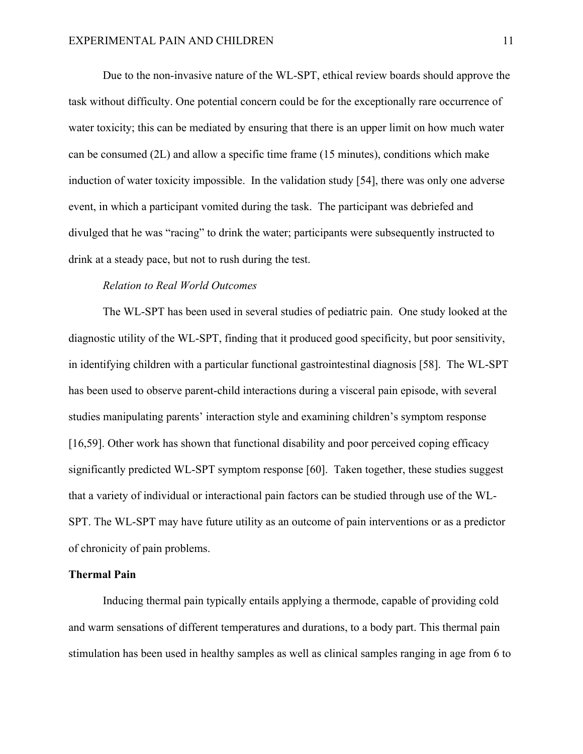Due to the non-invasive nature of the WL-SPT, ethical review boards should approve the task without difficulty. One potential concern could be for the exceptionally rare occurrence of water toxicity; this can be mediated by ensuring that there is an upper limit on how much water can be consumed (2L) and allow a specific time frame (15 minutes), conditions which make induction of water toxicity impossible. In the validation study [54], there was only one adverse event, in which a participant vomited during the task. The participant was debriefed and divulged that he was "racing" to drink the water; participants were subsequently instructed to drink at a steady pace, but not to rush during the test.

*Relation to Real World Outcomes*

The WL-SPT has been used in several studies of pediatric pain. One study looked at the diagnostic utility of the WL-SPT, finding that it produced good specificity, but poor sensitivity, in identifying children with a particular functional gastrointestinal diagnosis [58]. The WL-SPT has been used to observe parent-child interactions during a visceral pain episode, with several studies manipulating parents' interaction style and examining children's symptom response [16,59]. Other work has shown that functional disability and poor perceived coping efficacy significantly predicted WL-SPT symptom response [60]. Taken together, these studies suggest that a variety of individual or interactional pain factors can be studied through use of the WL-SPT. The WL-SPT may have future utility as an outcome of pain interventions or as a predictor of chronicity of pain problems.

## Thermal Pain

Inducing thermal pain typically entails applying a thermode, capable of providing cold and warm sensations of different temperatures and durations, to a body part. This thermal pain stimulation has been used in healthy samples as well as clinical samples ranging in age from 6 to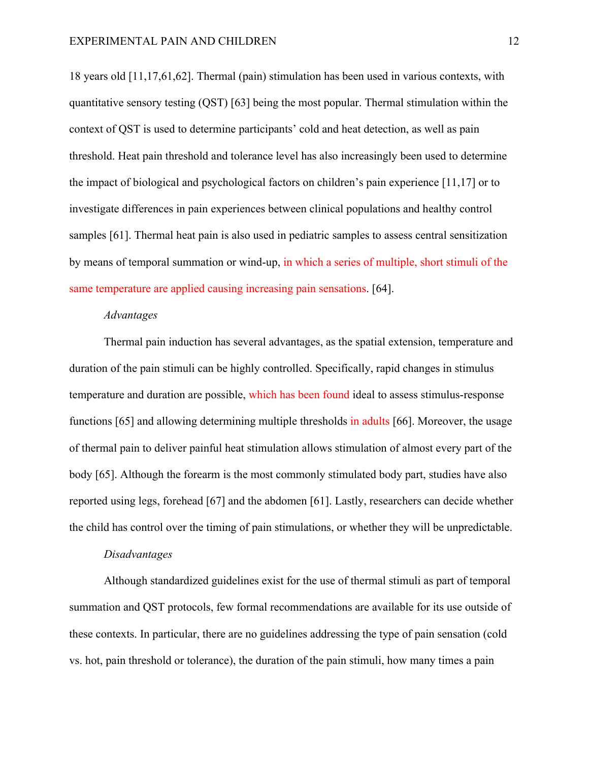18 years old [11,17,61,62]. Thermal (pain) stimulation has been used in various contexts, with quantitative sensory testing (QST) [63] being the most popular. Thermal stimulation within the context of QST is used to determine participants' cold and heat detection, as well as pain threshold. Heat pain threshold and tolerance level has also increasingly been used to determine the impact of biological and psychological factors on children's pain experience [11,17] or to investigate differences in pain experiences between clinical populations and healthy control samples [61]. Thermal heat pain is also used in pediatric samples to assess central sensitization by means of temporal summation or wind-up, in which a series of multiple, short stimuli of the same temperature are applied causing increasing pain sensations. [64].

*Advantages*

Thermal pain induction has several advantages, as the spatial extension, temperature and duration of the pain stimuli can be highly controlled. Specifically, rapid changes in stimulus temperature and duration are possible, which has been found ideal to assess stimulus-response functions [65] and allowing determining multiple thresholds in adults [66]. Moreover, the usage of thermal pain to deliver painful heat stimulation allows stimulation of almost every part of the body [65]. Although the forearm is the most commonly stimulated body part, studies have also reported using legs, forehead [67] and the abdomen [61]. Lastly, researchers can decide whether the child has control over the timing of pain stimulations, or whether they will be unpredictable.

*Disadvantages*

Although standardized guidelines exist for the use of thermal stimuli as part of temporal summation and QST protocols, few formal recommendations are available for its use outside of these contexts. In particular, there are no guidelines addressing the type of pain sensation (cold vs. hot, pain threshold or tolerance), the duration of the pain stimuli, how many times a pain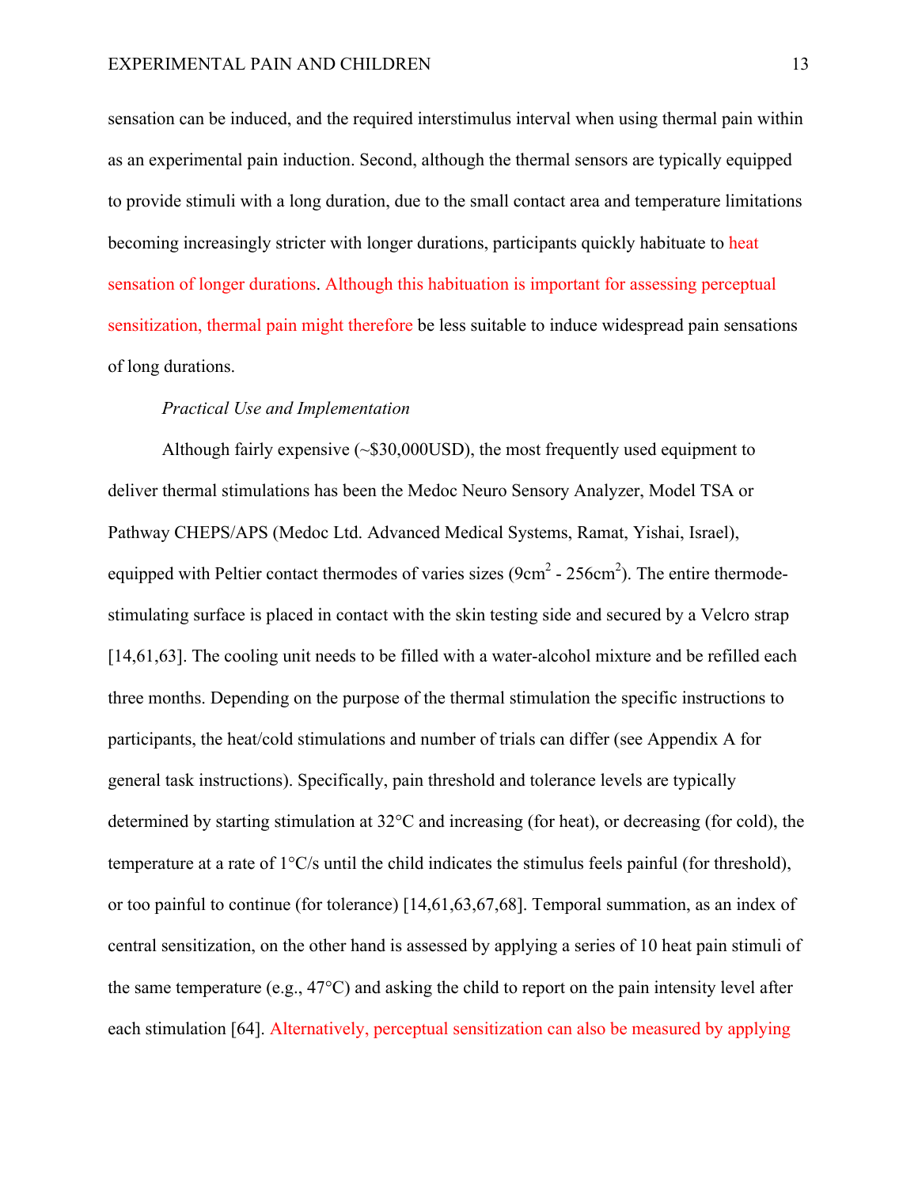sensation can be induced, and the required interstimulus interval when using thermal pain within as an experimental pain induction. Second, although the thermal sensors are typically equipped to provide stimuli with a long duration, due to the small contact area and temperature limitations becoming increasingly stricter with longer durations, participants quickly habituate to heat sensation of longer durations. Although this habituation is important for assessing perceptual sensitization, thermal pain might therefore be less suitable to induce widespread pain sensations of long durations.

*Practical Use and Implementation*

Although fairly expensive (~$30,000USD), the most frequently used equipment to deliver thermal stimulations has been the Medoc Neuro Sensory Analyzer, Model TSA or Pathway CHEPS/APS (Medoc Ltd. Advanced Medical Systems, Ramat, Yishai, Israel), equipped with Peltier contact thermodes of varies sizes (9cm$^2$ - 256cm$^2$). The entire thermode-stimulating surface is placed in contact with the skin testing side and secured by a Velcro strap [14,61,63]. The cooling unit needs to be filled with a water-alcohol mixture and be refilled each three months. Depending on the purpose of the thermal stimulation the specific instructions to participants, the heat/cold stimulations and number of trials can differ (see Appendix A for general task instructions). Specifically, pain threshold and tolerance levels are typically determined by starting stimulation at 32°C and increasing (for heat), or decreasing (for cold), the temperature at a rate of 1°C/s until the child indicates the stimulus feels painful (for threshold), or too painful to continue (for tolerance) [14,61,63,67,68]. Temporal summation, as an index of central sensitization, on the other hand is assessed by applying a series of 10 heat pain stimuli of the same temperature (e.g., 47°C) and asking the child to report on the pain intensity level after each stimulation [64]. Alternatively, perceptual sensitization can also be measured by applying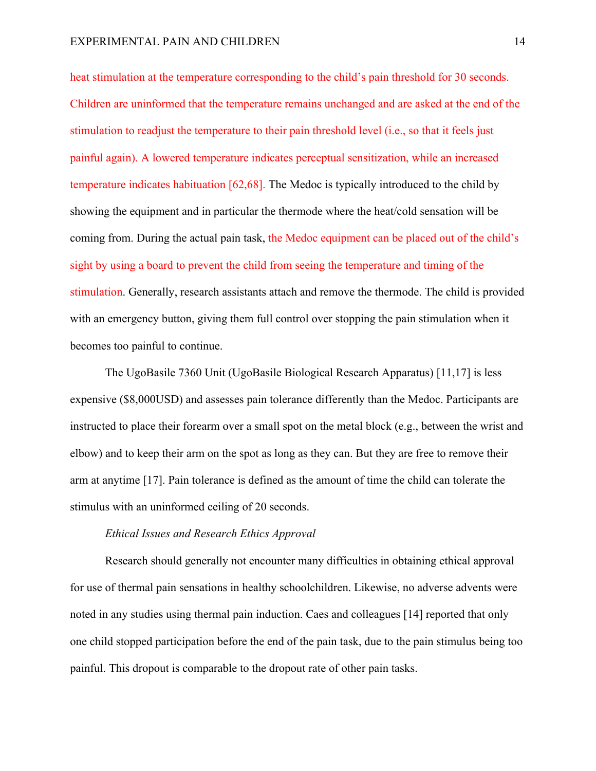heat stimulation at the temperature corresponding to the child's pain threshold for 30 seconds. Children are uninformed that the temperature remains unchanged and are asked at the end of the stimulation to readjust the temperature to their pain threshold level (i.e., so that it feels just painful again). A lowered temperature indicates perceptual sensitization, while an increased temperature indicates habituation [62,68]. The Medoc is typically introduced to the child by showing the equipment and in particular the thermode where the heat/cold sensation will be coming from. During the actual pain task, the Medoc equipment can be placed out of the child's sight by using a board to prevent the child from seeing the temperature and timing of the stimulation. Generally, research assistants attach and remove the thermode. The child is provided with an emergency button, giving them full control over stopping the pain stimulation when it becomes too painful to continue.

The UgoBasile 7360 Unit (UgoBasile Biological Research Apparatus) [11,17] is less expensive ($8,000USD) and assesses pain tolerance differently than the Medoc. Participants are instructed to place their forearm over a small spot on the metal block (e.g., between the wrist and elbow) and to keep their arm on the spot as long as they can. But they are free to remove their arm at anytime [17]. Pain tolerance is defined as the amount of time the child can tolerate the stimulus with an uninformed ceiling of 20 seconds.

*Ethical Issues and Research Ethics Approval*

Research should generally not encounter many difficulties in obtaining ethical approval for use of thermal pain sensations in healthy schoolchildren. Likewise, no adverse advents were noted in any studies using thermal pain induction. Caes and colleagues [14] reported that only one child stopped participation before the end of the pain task, due to the pain stimulus being too painful. This dropout is comparable to the dropout rate of other pain tasks.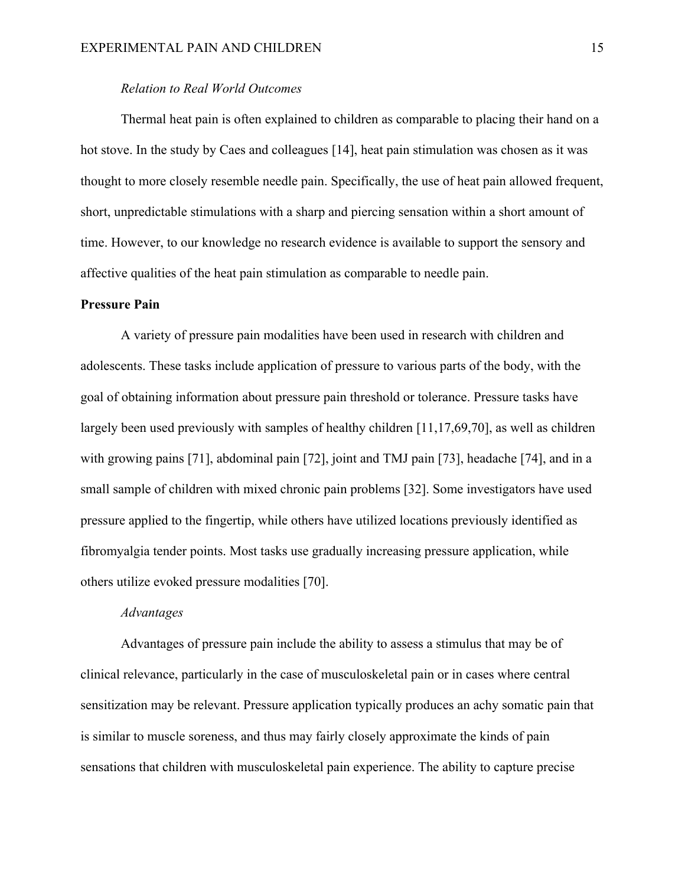*Relation to Real World Outcomes*

Thermal heat pain is often explained to children as comparable to placing their hand on a hot stove. In the study by Caes and colleagues [14], heat pain stimulation was chosen as it was thought to more closely resemble needle pain. Specifically, the use of heat pain allowed frequent, short, unpredictable stimulations with a sharp and piercing sensation within a short amount of time. However, to our knowledge no research evidence is available to support the sensory and affective qualities of the heat pain stimulation as comparable to needle pain.

**Pressure Pain**

A variety of pressure pain modalities have been used in research with children and adolescents. These tasks include application of pressure to various parts of the body, with the goal of obtaining information about pressure pain threshold or tolerance. Pressure tasks have largely been used previously with samples of healthy children [11,17,69,70], as well as children with growing pains [71], abdominal pain [72], joint and TMJ pain [73], headache [74], and in a small sample of children with mixed chronic pain problems [32]. Some investigators have used pressure applied to the fingertip, while others have utilized locations previously identified as fibromyalgia tender points. Most tasks use gradually increasing pressure application, while others utilize evoked pressure modalities [70].

*Advantages*

Advantages of pressure pain include the ability to assess a stimulus that may be of clinical relevance, particularly in the case of musculoskeletal pain or in cases where central sensitization may be relevant. Pressure application typically produces an achy somatic pain that is similar to muscle soreness, and thus may fairly closely approximate the kinds of pain sensations that children with musculoskeletal pain experience. The ability to capture precise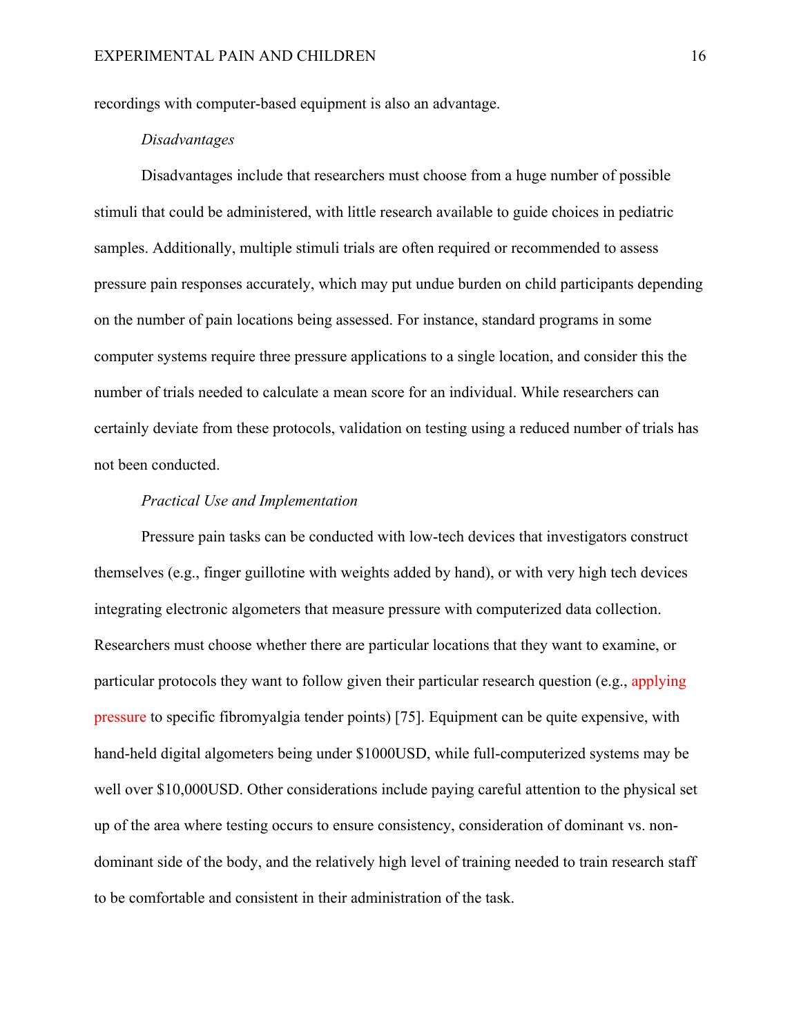recordings with computer-based equipment is also an advantage.

*Disadvantages*

Disadvantages include that researchers must choose from a huge number of possible stimuli that could be administered, with little research available to guide choices in pediatric samples. Additionally, multiple stimuli trials are often required or recommended to assess pressure pain responses accurately, which may put undue burden on child participants depending on the number of pain locations being assessed. For instance, standard programs in some computer systems require three pressure applications to a single location, and consider this the number of trials needed to calculate a mean score for an individual. While researchers can certainly deviate from these protocols, validation on testing using a reduced number of trials has not been conducted.

*Practical Use and Implementation*

Pressure pain tasks can be conducted with low-tech devices that investigators construct themselves (e.g., finger guillotine with weights added by hand), or with very high tech devices integrating electronic algometers that measure pressure with computerized data collection. Researchers must choose whether there are particular locations that they want to examine, or particular protocols they want to follow given their particular research question (e.g., applying pressure to specific fibromyalgia tender points) [75]. Equipment can be quite expensive, with hand-held digital algometers being under $1000USD, while full-computerized systems may be well over $10,000USD. Other considerations include paying careful attention to the physical set up of the area where testing occurs to ensure consistency, consideration of dominant vs. non-dominant side of the body, and the relatively high level of training needed to train research staff to be comfortable and consistent in their administration of the task.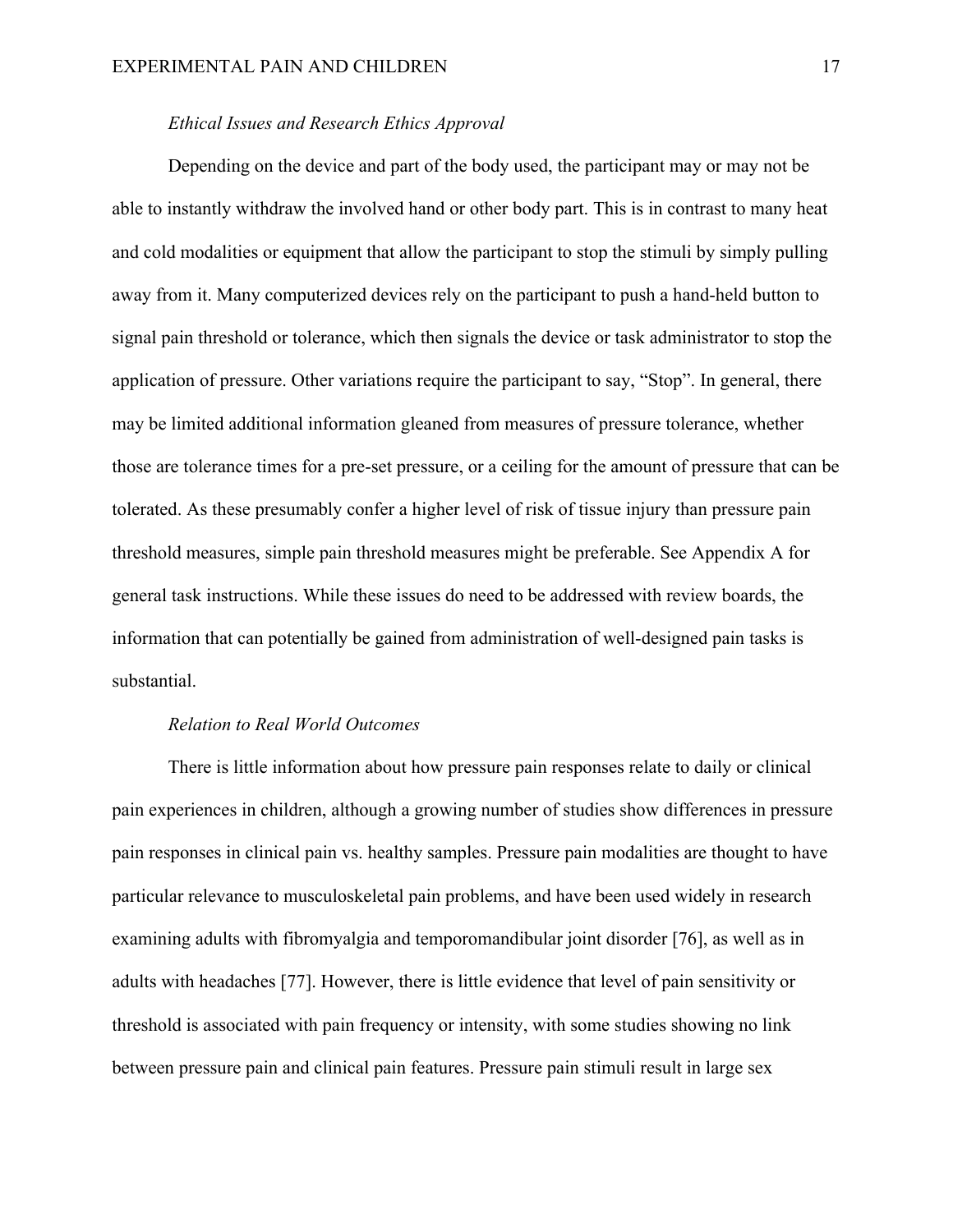*Ethical Issues and Research Ethics Approval*

Depending on the device and part of the body used, the participant may or may not be able to instantly withdraw the involved hand or other body part. This is in contrast to many heat and cold modalities or equipment that allow the participant to stop the stimuli by simply pulling away from it. Many computerized devices rely on the participant to push a hand-held button to signal pain threshold or tolerance, which then signals the device or task administrator to stop the application of pressure. Other variations require the participant to say, “Stop”. In general, there may be limited additional information gleaned from measures of pressure tolerance, whether those are tolerance times for a pre-set pressure, or a ceiling for the amount of pressure that can be tolerated. As these presumably confer a higher level of risk of tissue injury than pressure pain threshold measures, simple pain threshold measures might be preferable. See Appendix A for general task instructions. While these issues do need to be addressed with review boards, the information that can potentially be gained from administration of well-designed pain tasks is substantial.

*Relation to Real World Outcomes*

There is little information about how pressure pain responses relate to daily or clinical pain experiences in children, although a growing number of studies show differences in pressure pain responses in clinical pain vs. healthy samples. Pressure pain modalities are thought to have particular relevance to musculoskeletal pain problems, and have been used widely in research examining adults with fibromyalgia and temporomandibular joint disorder [76], as well as in adults with headaches [77]. However, there is little evidence that level of pain sensitivity or threshold is associated with pain frequency or intensity, with some studies showing no link between pressure pain and clinical pain features. Pressure pain stimuli result in large sex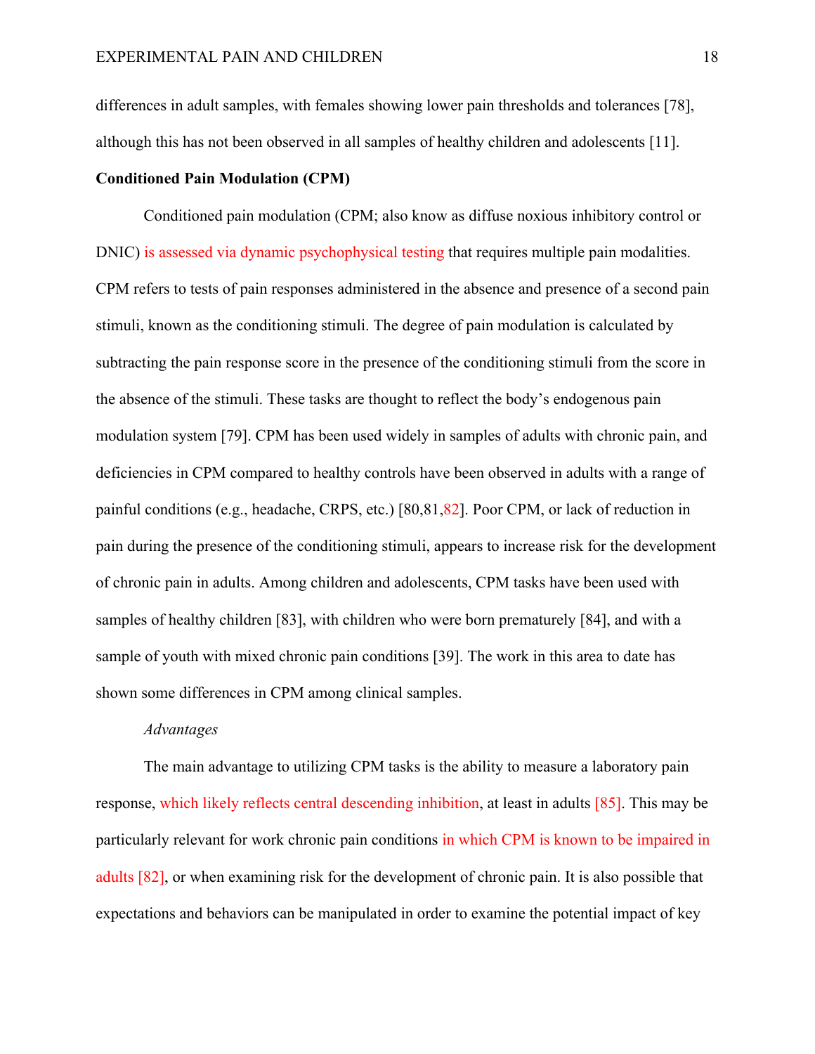differences in adult samples, with females showing lower pain thresholds and tolerances [78], although this has not been observed in all samples of healthy children and adolescents [11].

**Conditioned Pain Modulation (CPM)**

Conditioned pain modulation (CPM; also know as diffuse noxious inhibitory control or DNIC) is assessed via dynamic psychophysical testing that requires multiple pain modalities. CPM refers to tests of pain responses administered in the absence and presence of a second pain stimuli, known as the conditioning stimuli. The degree of pain modulation is calculated by subtracting the pain response score in the presence of the conditioning stimuli from the score in the absence of the stimuli. These tasks are thought to reflect the body's endogenous pain modulation system [79]. CPM has been used widely in samples of adults with chronic pain, and deficiencies in CPM compared to healthy controls have been observed in adults with a range of painful conditions (e.g., headache, CRPS, etc.) [80,81,82]. Poor CPM, or lack of reduction in pain during the presence of the conditioning stimuli, appears to increase risk for the development of chronic pain in adults. Among children and adolescents, CPM tasks have been used with samples of healthy children [83], with children who were born prematurely [84], and with a sample of youth with mixed chronic pain conditions [39]. The work in this area to date has shown some differences in CPM among clinical samples.

*Advantages*

The main advantage to utilizing CPM tasks is the ability to measure a laboratory pain response, which likely reflects central descending inhibition, at least in adults [85]. This may be particularly relevant for work chronic pain conditions in which CPM is known to be impaired in adults [82], or when examining risk for the development of chronic pain. It is also possible that expectations and behaviors can be manipulated in order to examine the potential impact of key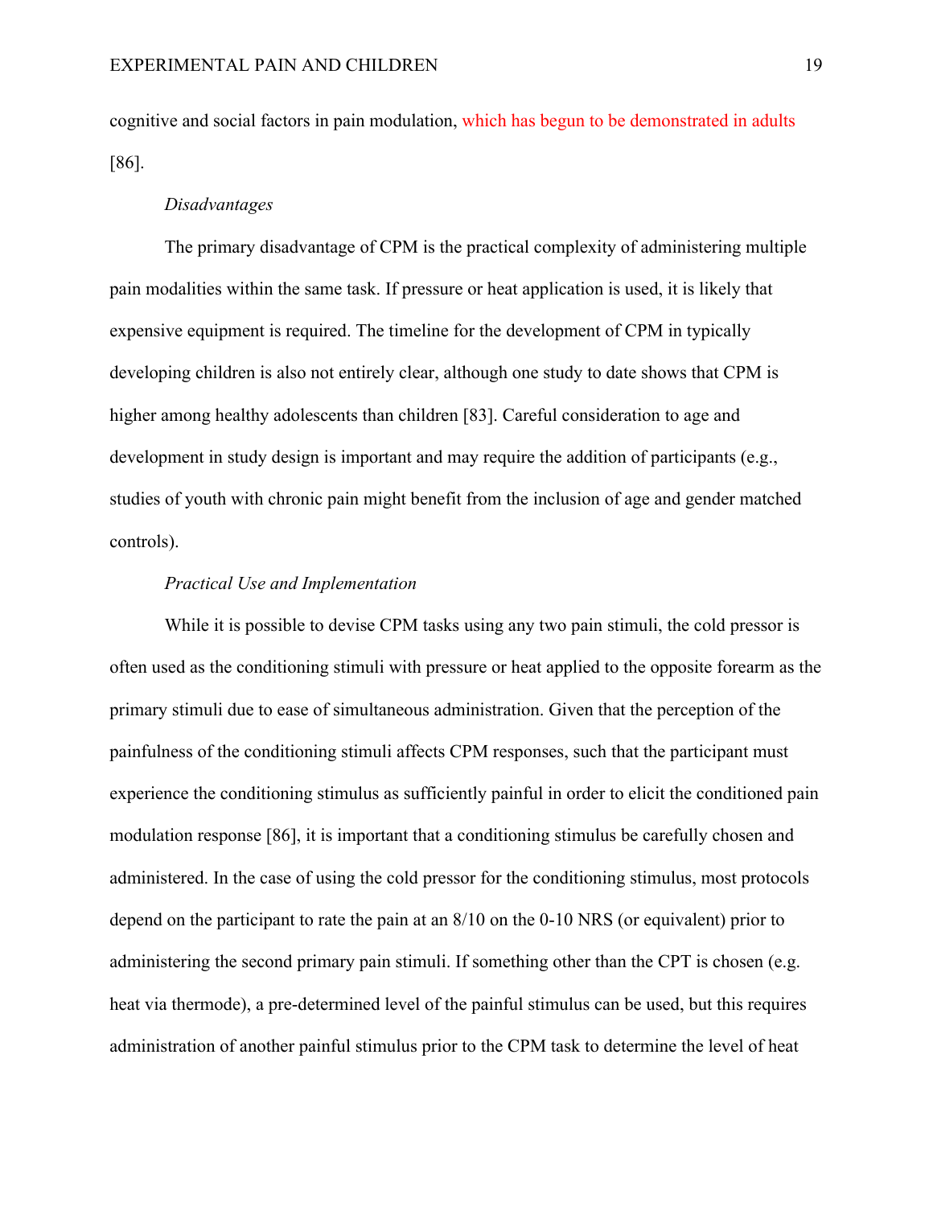cognitive and social factors in pain modulation, which has begun to be demonstrated in adults [86].

*Disadvantages*

The primary disadvantage of CPM is the practical complexity of administering multiple pain modalities within the same task. If pressure or heat application is used, it is likely that expensive equipment is required. The timeline for the development of CPM in typically developing children is also not entirely clear, although one study to date shows that CPM is higher among healthy adolescents than children [83]. Careful consideration to age and development in study design is important and may require the addition of participants (e.g., studies of youth with chronic pain might benefit from the inclusion of age and gender matched controls).

*Practical Use and Implementation*

While it is possible to devise CPM tasks using any two pain stimuli, the cold pressor is often used as the conditioning stimuli with pressure or heat applied to the opposite forearm as the primary stimuli due to ease of simultaneous administration. Given that the perception of the painfulness of the conditioning stimuli affects CPM responses, such that the participant must experience the conditioning stimulus as sufficiently painful in order to elicit the conditioned pain modulation response [86], it is important that a conditioning stimulus be carefully chosen and administered. In the case of using the cold pressor for the conditioning stimulus, most protocols depend on the participant to rate the pain at an 8/10 on the 0-10 NRS (or equivalent) prior to administering the second primary pain stimuli. If something other than the CPT is chosen (e.g. heat via thermode), a pre-determined level of the painful stimulus can be used, but this requires administration of another painful stimulus prior to the CPM task to determine the level of heat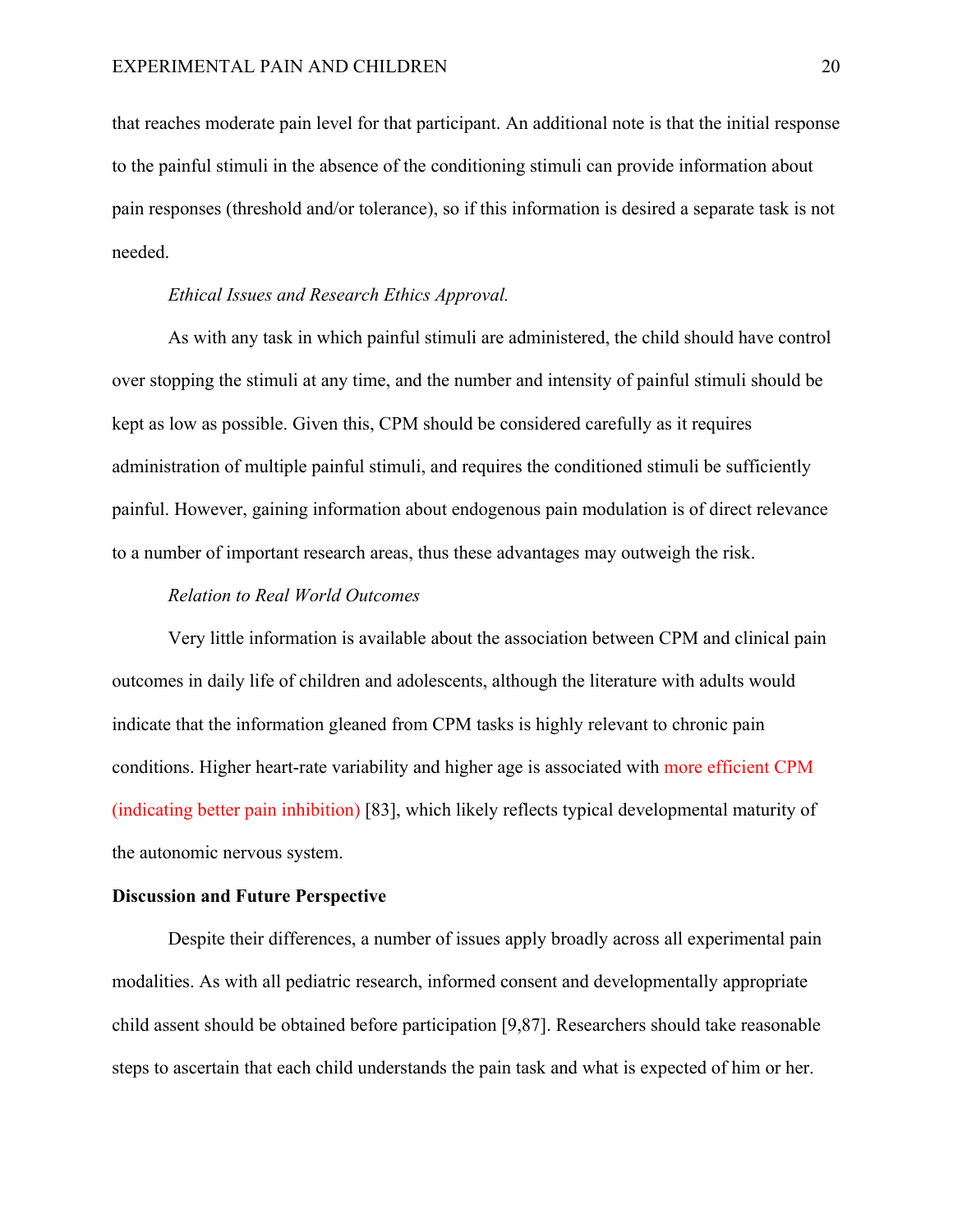that reaches moderate pain level for that participant. An additional note is that the initial response to the painful stimuli in the absence of the conditioning stimuli can provide information about pain responses (threshold and/or tolerance), so if this information is desired a separate task is not needed.

*Ethical Issues and Research Ethics Approval.*

As with any task in which painful stimuli are administered, the child should have control over stopping the stimuli at any time, and the number and intensity of painful stimuli should be kept as low as possible. Given this, CPM should be considered carefully as it requires administration of multiple painful stimuli, and requires the conditioned stimuli be sufficiently painful. However, gaining information about endogenous pain modulation is of direct relevance to a number of important research areas, thus these advantages may outweigh the risk.

*Relation to Real World Outcomes*

Very little information is available about the association between CPM and clinical pain outcomes in daily life of children and adolescents, although the literature with adults would indicate that the information gleaned from CPM tasks is highly relevant to chronic pain conditions. Higher heart-rate variability and higher age is associated with more efficient CPM (indicating better pain inhibition) [83], which likely reflects typical developmental maturity of the autonomic nervous system.

**Discussion and Future Perspective**

Despite their differences, a number of issues apply broadly across all experimental pain modalities. As with all pediatric research, informed consent and developmentally appropriate child assent should be obtained before participation [9,87]. Researchers should take reasonable steps to ascertain that each child understands the pain task and what is expected of him or her.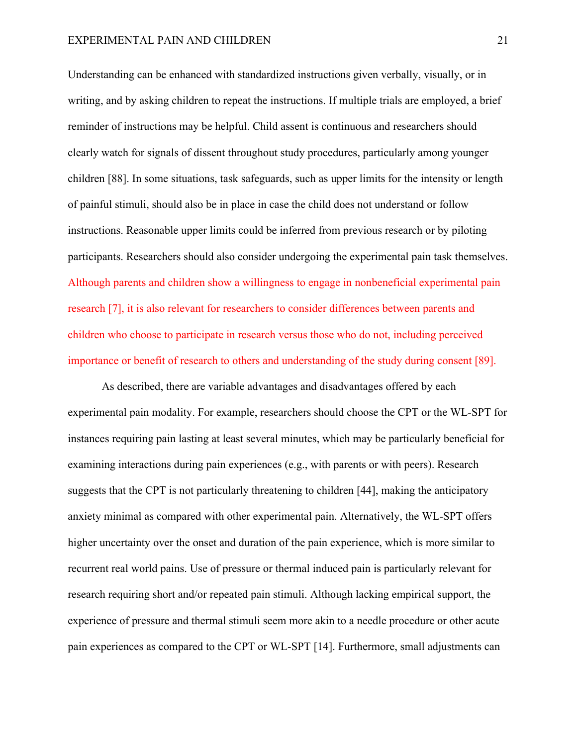Understanding can be enhanced with standardized instructions given verbally, visually, or in writing, and by asking children to repeat the instructions. If multiple trials are employed, a brief reminder of instructions may be helpful. Child assent is continuous and researchers should clearly watch for signals of dissent throughout study procedures, particularly among younger children [88]. In some situations, task safeguards, such as upper limits for the intensity or length of painful stimuli, should also be in place in case the child does not understand or follow instructions. Reasonable upper limits could be inferred from previous research or by piloting participants. Researchers should also consider undergoing the experimental pain task themselves. Although parents and children show a willingness to engage in nonbeneficial experimental pain research [7], it is also relevant for researchers to consider differences between parents and children who choose to participate in research versus those who do not, including perceived importance or benefit of research to others and understanding of the study during consent [89].

As described, there are variable advantages and disadvantages offered by each experimental pain modality. For example, researchers should choose the CPT or the WL-SPT for instances requiring pain lasting at least several minutes, which may be particularly beneficial for examining interactions during pain experiences (e.g., with parents or with peers). Research suggests that the CPT is not particularly threatening to children [44], making the anticipatory anxiety minimal as compared with other experimental pain. Alternatively, the WL-SPT offers higher uncertainty over the onset and duration of the pain experience, which is more similar to recurrent real world pains. Use of pressure or thermal induced pain is particularly relevant for research requiring short and/or repeated pain stimuli. Although lacking empirical support, the experience of pressure and thermal stimuli seem more akin to a needle procedure or other acute pain experiences as compared to the CPT or WL-SPT [14]. Furthermore, small adjustments can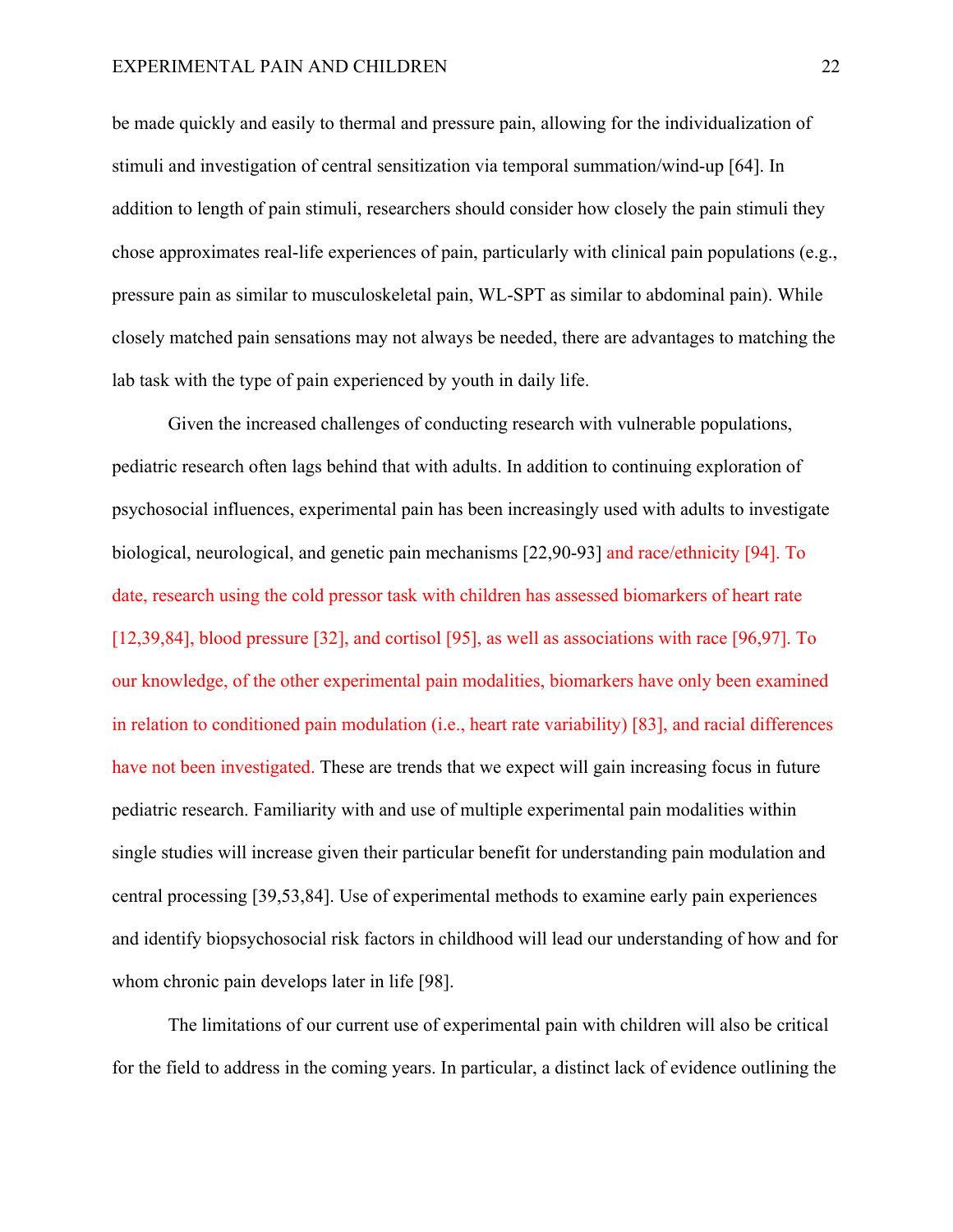be made quickly and easily to thermal and pressure pain, allowing for the individualization of stimuli and investigation of central sensitization via temporal summation/wind-up [64]. In addition to length of pain stimuli, researchers should consider how closely the pain stimuli they chose approximates real-life experiences of pain, particularly with clinical pain populations (e.g., pressure pain as similar to musculoskeletal pain, WL-SPT as similar to abdominal pain). While closely matched pain sensations may not always be needed, there are advantages to matching the lab task with the type of pain experienced by youth in daily life.

Given the increased challenges of conducting research with vulnerable populations, pediatric research often lags behind that with adults. In addition to continuing exploration of psychosocial influences, experimental pain has been increasingly used with adults to investigate biological, neurological, and genetic pain mechanisms [22,90-93] and race/ethnicity [94]. To date, research using the cold pressor task with children has assessed biomarkers of heart rate [12,39,84], blood pressure [32], and cortisol [95], as well as associations with race [96,97]. To our knowledge, of the other experimental pain modalities, biomarkers have only been examined in relation to conditioned pain modulation (i.e., heart rate variability) [83], and racial differences have not been investigated. These are trends that we expect will gain increasing focus in future pediatric research. Familiarity with and use of multiple experimental pain modalities within single studies will increase given their particular benefit for understanding pain modulation and central processing [39,53,84]. Use of experimental methods to examine early pain experiences and identify biopsychosocial risk factors in childhood will lead our understanding of how and for whom chronic pain develops later in life [98].

The limitations of our current use of experimental pain with children will also be critical for the field to address in the coming years. In particular, a distinct lack of evidence outlining the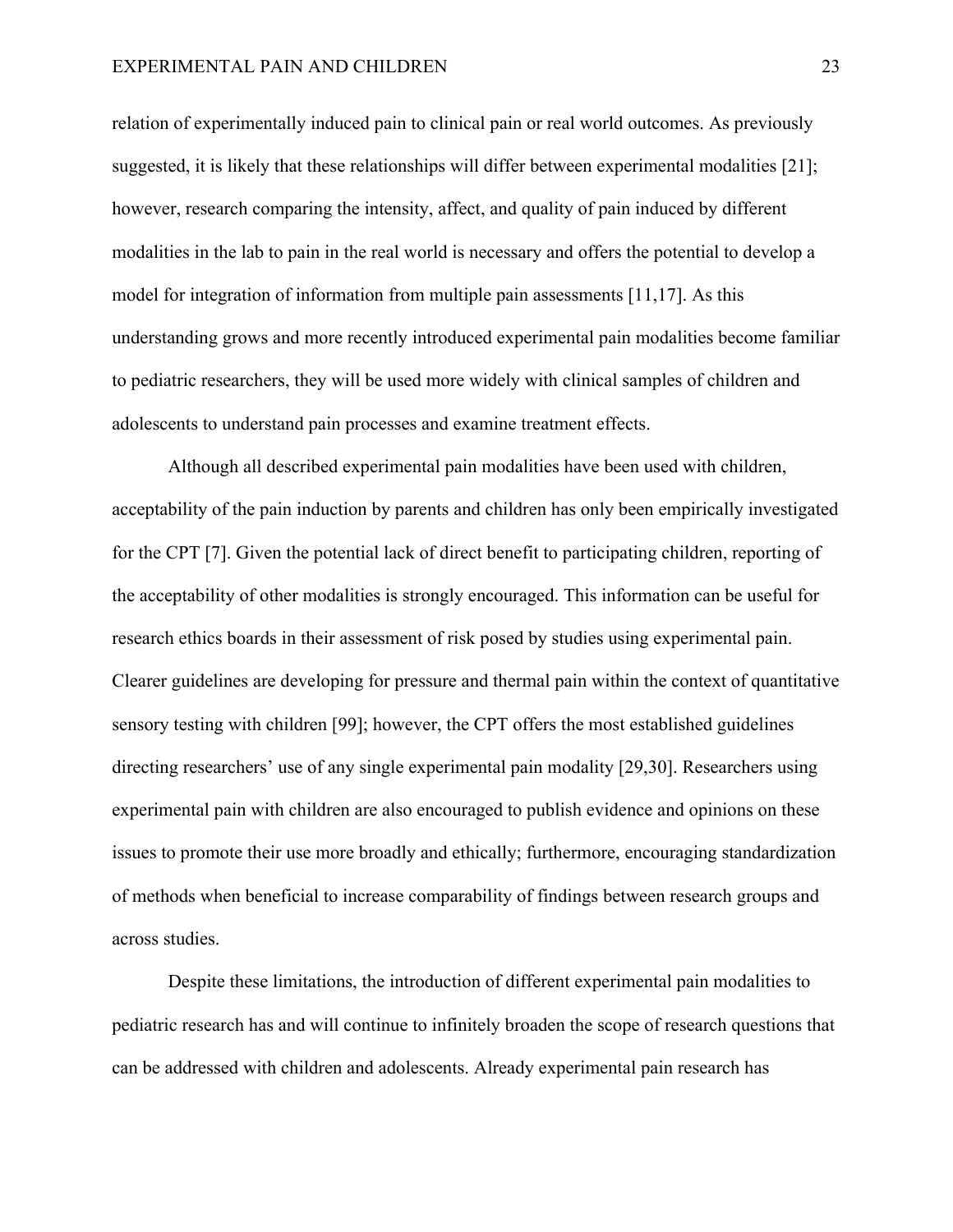relation of experimentally induced pain to clinical pain or real world outcomes. As previously suggested, it is likely that these relationships will differ between experimental modalities [21]; however, research comparing the intensity, affect, and quality of pain induced by different modalities in the lab to pain in the real world is necessary and offers the potential to develop a model for integration of information from multiple pain assessments [11,17]. As this understanding grows and more recently introduced experimental pain modalities become familiar to pediatric researchers, they will be used more widely with clinical samples of children and adolescents to understand pain processes and examine treatment effects.

Although all described experimental pain modalities have been used with children, acceptability of the pain induction by parents and children has only been empirically investigated for the CPT [7]. Given the potential lack of direct benefit to participating children, reporting of the acceptability of other modalities is strongly encouraged. This information can be useful for research ethics boards in their assessment of risk posed by studies using experimental pain. Clearer guidelines are developing for pressure and thermal pain within the context of quantitative sensory testing with children [99]; however, the CPT offers the most established guidelines directing researchers' use of any single experimental pain modality [29,30]. Researchers using experimental pain with children are also encouraged to publish evidence and opinions on these issues to promote their use more broadly and ethically; furthermore, encouraging standardization of methods when beneficial to increase comparability of findings between research groups and across studies.

Despite these limitations, the introduction of different experimental pain modalities to pediatric research has and will continue to infinitely broaden the scope of research questions that can be addressed with children and adolescents. Already experimental pain research has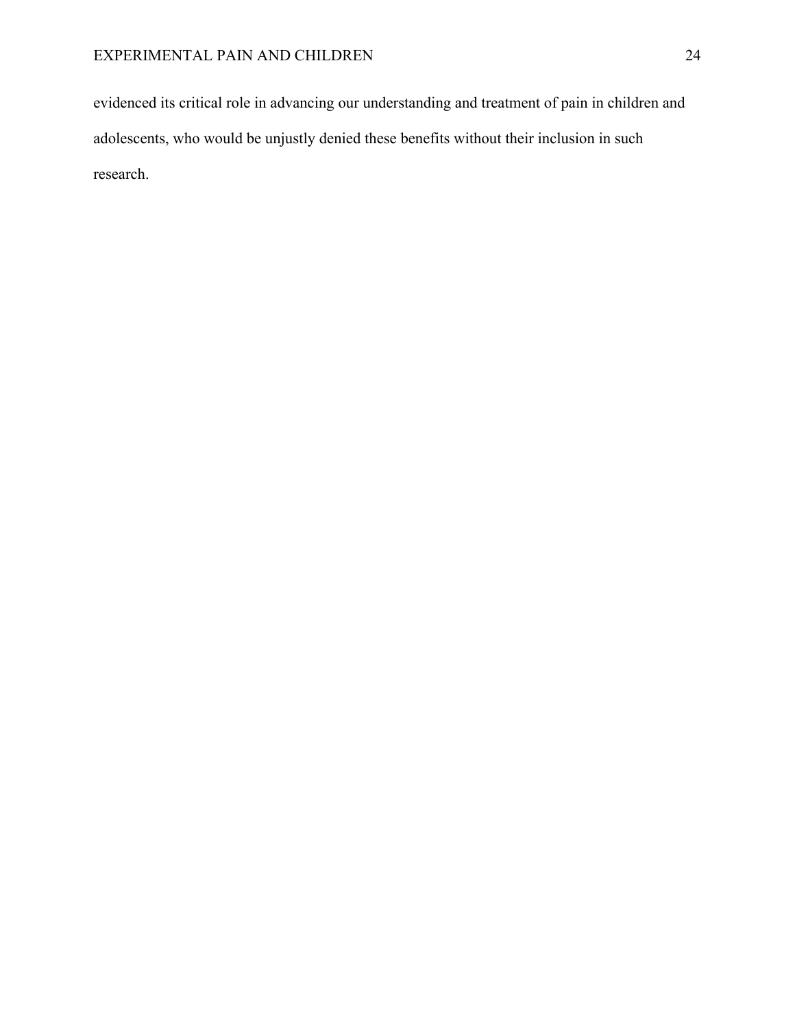evidenced its critical role in advancing our understanding and treatment of pain in children and adolescents, who would be unjustly denied these benefits without their inclusion in such research.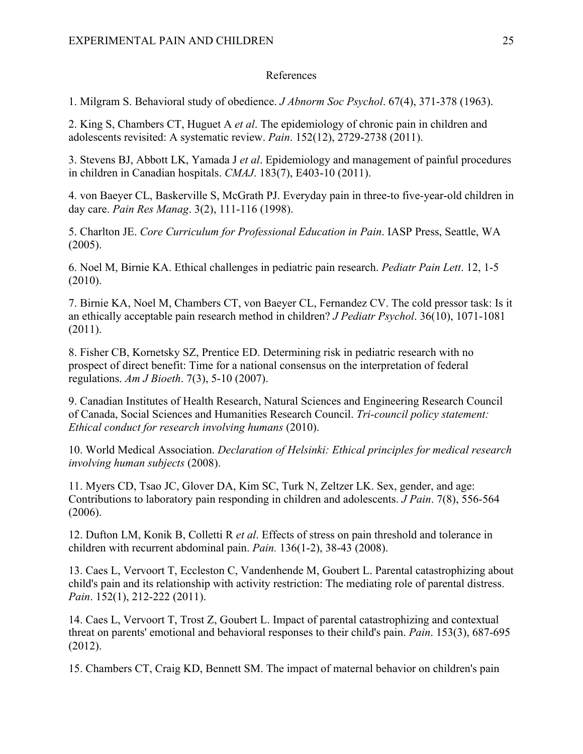## References

1. Milgram S. Behavioral study of obedience. *J Abnorm Soc Psychol*. 67(4), 371-378 (1963).

2. King S, Chambers CT, Huguet A *et al*. The epidemiology of chronic pain in children and adolescents revisited: A systematic review. *Pain*. 152(12), 2729-2738 (2011).

3. Stevens BJ, Abbott LK, Yamada J *et al*. Epidemiology and management of painful procedures in children in Canadian hospitals. *CMAJ*. 183(7), E403-10 (2011).

4. von Baeyer CL, Baskerville S, McGrath PJ. Everyday pain in three-to five-year-old children in day care. *Pain Res Manag*. 3(2), 111-116 (1998).

5. Charlton JE. *Core Curriculum for Professional Education in Pain*. IASP Press, Seattle, WA (2005).

6. Noel M, Birnie KA. Ethical challenges in pediatric pain research. *Pediatr Pain Lett*. 12, 1-5 (2010).

7. Birnie KA, Noel M, Chambers CT, von Baeyer CL, Fernandez CV. The cold pressor task: Is it an ethically acceptable pain research method in children? *J Pediatr Psychol*. 36(10), 1071-1081 (2011).

8. Fisher CB, Kornetsky SZ, Prentice ED. Determining risk in pediatric research with no prospect of direct benefit: Time for a national consensus on the interpretation of federal regulations. *Am J Bioeth*. 7(3), 5-10 (2007).

9. Canadian Institutes of Health Research, Natural Sciences and Engineering Research Council of Canada, Social Sciences and Humanities Research Council. *Tri-council policy statement: Ethical conduct for research involving humans* (2010).

10. World Medical Association. *Declaration of Helsinki: Ethical principles for medical research involving human subjects* (2008).

11. Myers CD, Tsao JC, Glover DA, Kim SC, Turk N, Zeltzer LK. Sex, gender, and age: Contributions to laboratory pain responding in children and adolescents. *J Pain*. 7(8), 556-564 (2006).

12. Dufton LM, Konik B, Colletti R *et al*. Effects of stress on pain threshold and tolerance in children with recurrent abdominal pain. *Pain.* 136(1-2), 38-43 (2008).

13. Caes L, Vervoort T, Eccleston C, Vandenhende M, Goubert L. Parental catastrophizing about child's pain and its relationship with activity restriction: The mediating role of parental distress. *Pain*. 152(1), 212-222 (2011).

14. Caes L, Vervoort T, Trost Z, Goubert L. Impact of parental catastrophizing and contextual threat on parents' emotional and behavioral responses to their child's pain. *Pain*. 153(3), 687-695 (2012).

15. Chambers CT, Craig KD, Bennett SM. The impact of maternal behavior on children's pain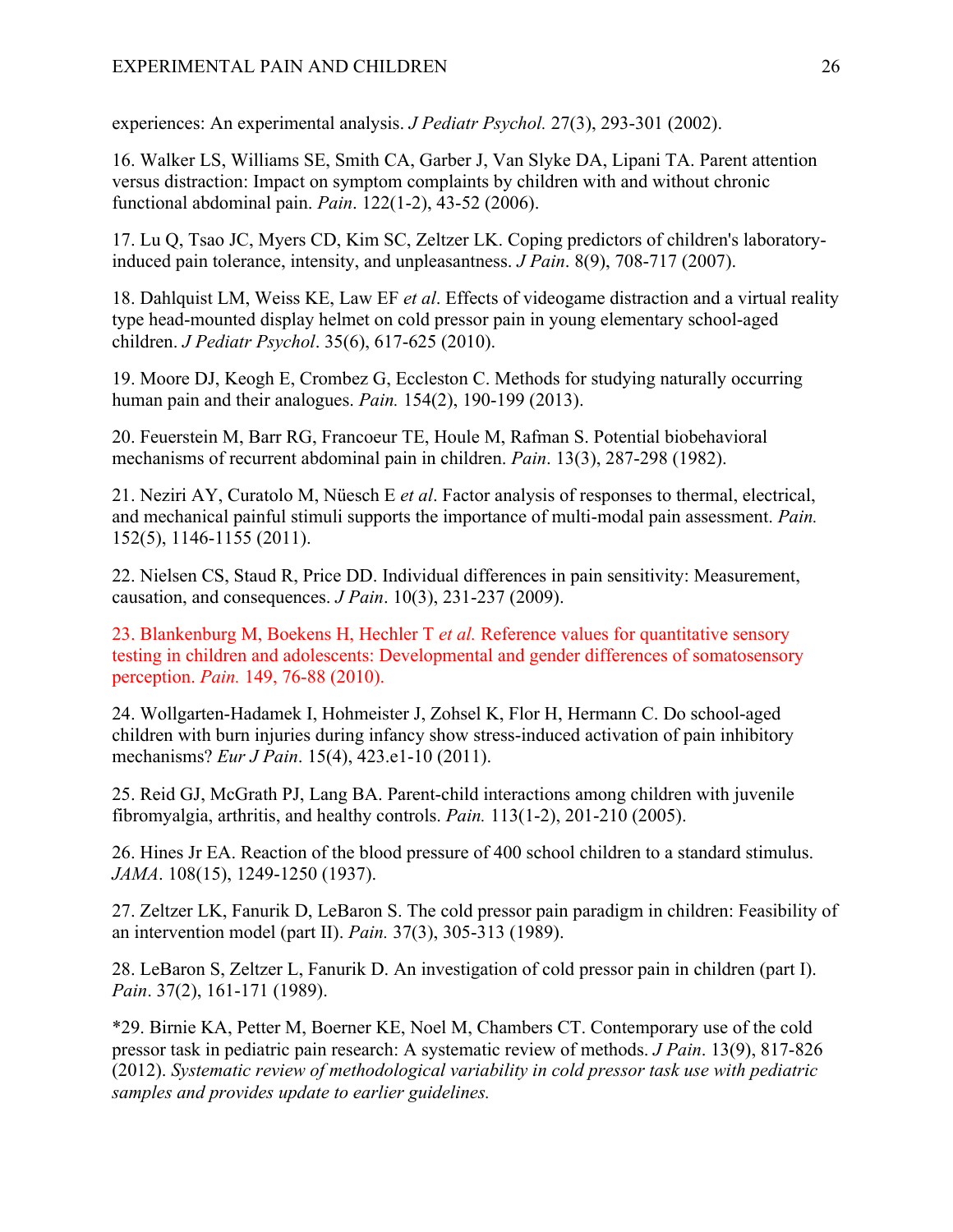experiences: An experimental analysis. *J Pediatr Psychol.* 27(3), 293-301 (2002).

16. Walker LS, Williams SE, Smith CA, Garber J, Van Slyke DA, Lipani TA. Parent attention versus distraction: Impact on symptom complaints by children with and without chronic functional abdominal pain. *Pain*. 122(1-2), 43-52 (2006).

17. Lu Q, Tsao JC, Myers CD, Kim SC, Zeltzer LK. Coping predictors of children's laboratory-induced pain tolerance, intensity, and unpleasantness. *J Pain*. 8(9), 708-717 (2007).

18. Dahlquist LM, Weiss KE, Law EF *et al*. Effects of videogame distraction and a virtual reality type head-mounted display helmet on cold pressor pain in young elementary school-aged children. *J Pediatr Psychol*. 35(6), 617-625 (2010).

19. Moore DJ, Keogh E, Crombez G, Eccleston C. Methods for studying naturally occurring human pain and their analogues. *Pain.* 154(2), 190-199 (2013).

20. Feuerstein M, Barr RG, Francoeur TE, Houle M, Rafman S. Potential biobehavioral mechanisms of recurrent abdominal pain in children. *Pain*. 13(3), 287-298 (1982).

21. Neziri AY, Curatolo M, Nüesch E *et al*. Factor analysis of responses to thermal, electrical, and mechanical painful stimuli supports the importance of multi-modal pain assessment. *Pain.* 152(5), 1146-1155 (2011).

22. Nielsen CS, Staud R, Price DD. Individual differences in pain sensitivity: Measurement, causation, and consequences. *J Pain*. 10(3), 231-237 (2009).

23. Blankenburg M, Boekens H, Hechler T *et al.* Reference values for quantitative sensory testing in children and adolescents: Developmental and gender differences of somatosensory perception. *Pain.* 149, 76-88 (2010).

24. Wollgarten-Hadamek I, Hohmeister J, Zohsel K, Flor H, Hermann C. Do school-aged children with burn injuries during infancy show stress-induced activation of pain inhibitory mechanisms? *Eur J Pain*. 15(4), 423.e1-10 (2011).

25. Reid GJ, McGrath PJ, Lang BA. Parent-child interactions among children with juvenile fibromyalgia, arthritis, and healthy controls. *Pain.* 113(1-2), 201-210 (2005).

26. Hines Jr EA. Reaction of the blood pressure of 400 school children to a standard stimulus. *JAMA*. 108(15), 1249-1250 (1937).

27. Zeltzer LK, Fanurik D, LeBaron S. The cold pressor pain paradigm in children: Feasibility of an intervention model (part II). *Pain.* 37(3), 305-313 (1989).

28. LeBaron S, Zeltzer L, Fanurik D. An investigation of cold pressor pain in children (part I). *Pain*. 37(2), 161-171 (1989).

*29. Birnie KA, Petter M, Boerner KE, Noel M, Chambers CT. Contemporary use of the cold pressor task in pediatric pain research: A systematic review of methods. *J Pain*. 13(9), 817-826 (2012). *Systematic review of methodological variability in cold pressor task use with pediatric samples and provides update to earlier guidelines.*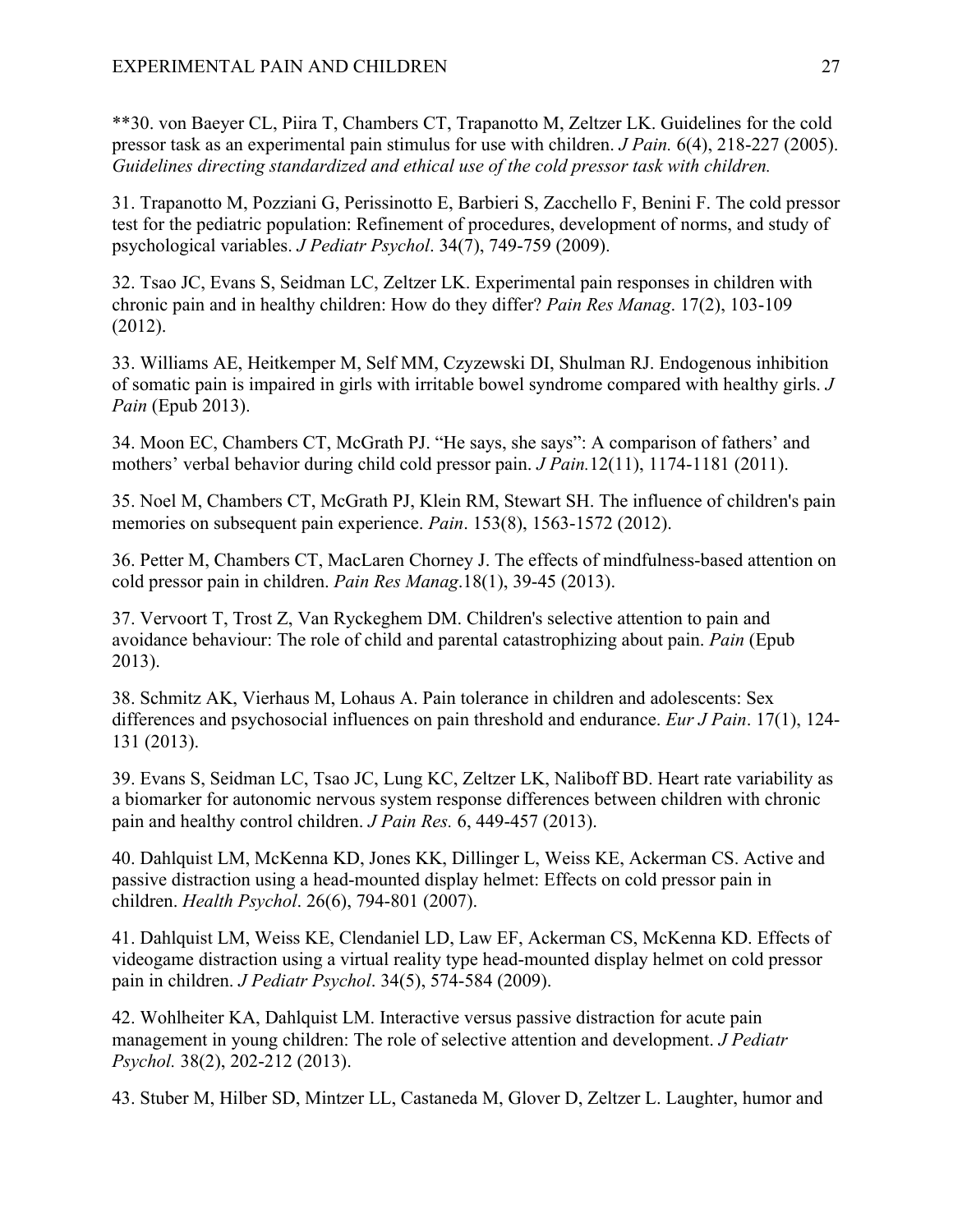**30. von Baeyer CL, Piira T, Chambers CT, Trapanotto M, Zeltzer LK. Guidelines for the cold pressor task as an experimental pain stimulus for use with children. *J Pain.* 6(4), 218-227 (2005). *Guidelines directing standardized and ethical use of the cold pressor task with children.*

31. Trapanotto M, Pozziani G, Perissinotto E, Barbieri S, Zacchello F, Benini F. The cold pressor test for the pediatric population: Refinement of procedures, development of norms, and study of psychological variables. *J Pediatr Psychol*. 34(7), 749-759 (2009).

32. Tsao JC, Evans S, Seidman LC, Zeltzer LK. Experimental pain responses in children with chronic pain and in healthy children: How do they differ? *Pain Res Manag*. 17(2), 103-109 (2012).

33. Williams AE, Heitkemper M, Self MM, Czyzewski DI, Shulman RJ. Endogenous inhibition of somatic pain is impaired in girls with irritable bowel syndrome compared with healthy girls. *J Pain* (Epub 2013).

34. Moon EC, Chambers CT, McGrath PJ. "He says, she says": A comparison of fathers' and mothers' verbal behavior during child cold pressor pain. *J Pain.*12(11), 1174-1181 (2011).

35. Noel M, Chambers CT, McGrath PJ, Klein RM, Stewart SH. The influence of children's pain memories on subsequent pain experience. *Pain*. 153(8), 1563-1572 (2012).

36. Petter M, Chambers CT, MacLaren Chorney J. The effects of mindfulness-based attention on cold pressor pain in children. *Pain Res Manag*.18(1), 39-45 (2013).

37. Vervoort T, Trost Z, Van Ryckeghem DM. Children's selective attention to pain and avoidance behaviour: The role of child and parental catastrophizing about pain. *Pain* (Epub 2013).

38. Schmitz AK, Vierhaus M, Lohaus A. Pain tolerance in children and adolescents: Sex differences and psychosocial influences on pain threshold and endurance. *Eur J Pain*. 17(1), 124-131 (2013).

39. Evans S, Seidman LC, Tsao JC, Lung KC, Zeltzer LK, Naliboff BD. Heart rate variability as a biomarker for autonomic nervous system response differences between children with chronic pain and healthy control children. *J Pain Res.* 6, 449-457 (2013).

40. Dahlquist LM, McKenna KD, Jones KK, Dillinger L, Weiss KE, Ackerman CS. Active and passive distraction using a head-mounted display helmet: Effects on cold pressor pain in children. *Health Psychol*. 26(6), 794-801 (2007).

41. Dahlquist LM, Weiss KE, Clendaniel LD, Law EF, Ackerman CS, McKenna KD. Effects of videogame distraction using a virtual reality type head-mounted display helmet on cold pressor pain in children. *J Pediatr Psychol*. 34(5), 574-584 (2009).

42. Wohlheiter KA, Dahlquist LM. Interactive versus passive distraction for acute pain management in young children: The role of selective attention and development. *J Pediatr Psychol.* 38(2), 202-212 (2013).

43. Stuber M, Hilber SD, Mintzer LL, Castaneda M, Glover D, Zeltzer L. Laughter, humor and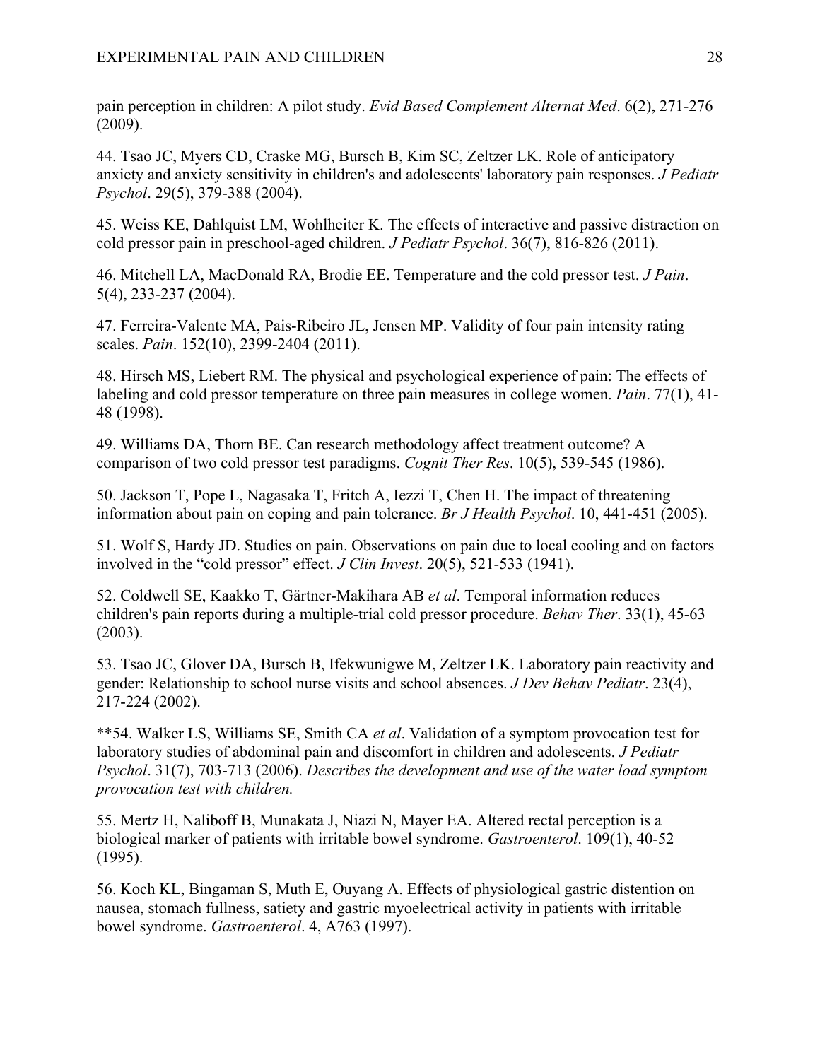pain perception in children: A pilot study. *Evid Based Complement Alternat Med*. 6(2), 271-276 (2009).

44. Tsao JC, Myers CD, Craske MG, Bursch B, Kim SC, Zeltzer LK. Role of anticipatory anxiety and anxiety sensitivity in children's and adolescents' laboratory pain responses. *J Pediatr Psychol*. 29(5), 379-388 (2004).

45. Weiss KE, Dahlquist LM, Wohlheiter K. The effects of interactive and passive distraction on cold pressor pain in preschool-aged children. *J Pediatr Psychol*. 36(7), 816-826 (2011).

46. Mitchell LA, MacDonald RA, Brodie EE. Temperature and the cold pressor test. *J Pain*. 5(4), 233-237 (2004).

47. Ferreira-Valente MA, Pais-Ribeiro JL, Jensen MP. Validity of four pain intensity rating scales. *Pain*. 152(10), 2399-2404 (2011).

48. Hirsch MS, Liebert RM. The physical and psychological experience of pain: The effects of labeling and cold pressor temperature on three pain measures in college women. *Pain*. 77(1), 41-48 (1998).

49. Williams DA, Thorn BE. Can research methodology affect treatment outcome? A comparison of two cold pressor test paradigms. *Cognit Ther Res*. 10(5), 539-545 (1986).

50. Jackson T, Pope L, Nagasaka T, Fritch A, Iezzi T, Chen H. The impact of threatening information about pain on coping and pain tolerance. *Br J Health Psychol*. 10, 441-451 (2005).

51. Wolf S, Hardy JD. Studies on pain. Observations on pain due to local cooling and on factors involved in the "cold pressor" effect. *J Clin Invest*. 20(5), 521-533 (1941).

52. Coldwell SE, Kaakko T, Gärtner-Makihara AB *et al*. Temporal information reduces children's pain reports during a multiple-trial cold pressor procedure. *Behav Ther*. 33(1), 45-63 (2003).

53. Tsao JC, Glover DA, Bursch B, Ifekwunigwe M, Zeltzer LK. Laboratory pain reactivity and gender: Relationship to school nurse visits and school absences. *J Dev Behav Pediatr*. 23(4), 217-224 (2002).

**54. Walker LS, Williams SE, Smith CA *et al*. Validation of a symptom provocation test for laboratory studies of abdominal pain and discomfort in children and adolescents. *J Pediatr Psychol*. 31(7), 703-713 (2006). *Describes the development and use of the water load symptom provocation test with children.*

55. Mertz H, Naliboff B, Munakata J, Niazi N, Mayer EA. Altered rectal perception is a biological marker of patients with irritable bowel syndrome. *Gastroenterol*. 109(1), 40-52 (1995).

56. Koch KL, Bingaman S, Muth E, Ouyang A. Effects of physiological gastric distention on nausea, stomach fullness, satiety and gastric myoelectrical activity in patients with irritable bowel syndrome. *Gastroenterol*. 4, A763 (1997).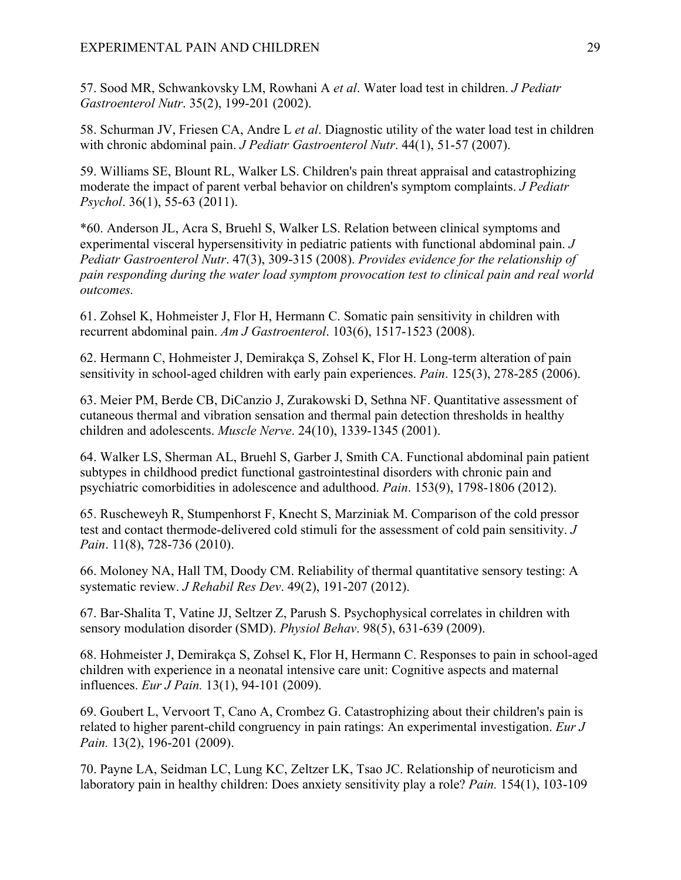57. Sood MR, Schwankovsky LM, Rowhani A *et al*. Water load test in children. *J Pediatr Gastroenterol Nutr*. 35(2), 199-201 (2002).

58. Schurman JV, Friesen CA, Andre L *et al*. Diagnostic utility of the water load test in children with chronic abdominal pain. *J Pediatr Gastroenterol Nutr*. 44(1), 51-57 (2007).

59. Williams SE, Blount RL, Walker LS. Children's pain threat appraisal and catastrophizing moderate the impact of parent verbal behavior on children's symptom complaints. *J Pediatr Psychol*. 36(1), 55-63 (2011).

*60. Anderson JL, Acra S, Bruehl S, Walker LS. Relation between clinical symptoms and experimental visceral hypersensitivity in pediatric patients with functional abdominal pain. *J Pediatr Gastroenterol Nutr*. 47(3), 309-315 (2008). *Provides evidence for the relationship of pain responding during the water load symptom provocation test to clinical pain and real world outcomes.*

61. Zohsel K, Hohmeister J, Flor H, Hermann C. Somatic pain sensitivity in children with recurrent abdominal pain. *Am J Gastroenterol*. 103(6), 1517-1523 (2008).

62. Hermann C, Hohmeister J, Demirakça S, Zohsel K, Flor H. Long-term alteration of pain sensitivity in school-aged children with early pain experiences. *Pain*. 125(3), 278-285 (2006).

63. Meier PM, Berde CB, DiCanzio J, Zurakowski D, Sethna NF. Quantitative assessment of cutaneous thermal and vibration sensation and thermal pain detection thresholds in healthy children and adolescents. *Muscle Nerve*. 24(10), 1339-1345 (2001).

64. Walker LS, Sherman AL, Bruehl S, Garber J, Smith CA. Functional abdominal pain patient subtypes in childhood predict functional gastrointestinal disorders with chronic pain and psychiatric comorbidities in adolescence and adulthood. *Pain*. 153(9), 1798-1806 (2012).

65. Ruscheweyh R, Stumpenhorst F, Knecht S, Marziniak M. Comparison of the cold pressor test and contact thermode-delivered cold stimuli for the assessment of cold pain sensitivity. *J Pain*. 11(8), 728-736 (2010).

66. Moloney NA, Hall TM, Doody CM. Reliability of thermal quantitative sensory testing: A systematic review. *J Rehabil Res Dev*. 49(2), 191-207 (2012).

67. Bar-Shalita T, Vatine JJ, Seltzer Z, Parush S. Psychophysical correlates in children with sensory modulation disorder (SMD). *Physiol Behav*. 98(5), 631-639 (2009).

68. Hohmeister J, Demirakça S, Zohsel K, Flor H, Hermann C. Responses to pain in school-aged children with experience in a neonatal intensive care unit: Cognitive aspects and maternal influences. *Eur J Pain.* 13(1), 94-101 (2009).

69. Goubert L, Vervoort T, Cano A, Crombez G. Catastrophizing about their children's pain is related to higher parent-child congruency in pain ratings: An experimental investigation. *Eur J Pain.* 13(2), 196-201 (2009).

70. Payne LA, Seidman LC, Lung KC, Zeltzer LK, Tsao JC. Relationship of neuroticism and laboratory pain in healthy children: Does anxiety sensitivity play a role? *Pain.* 154(1), 103-109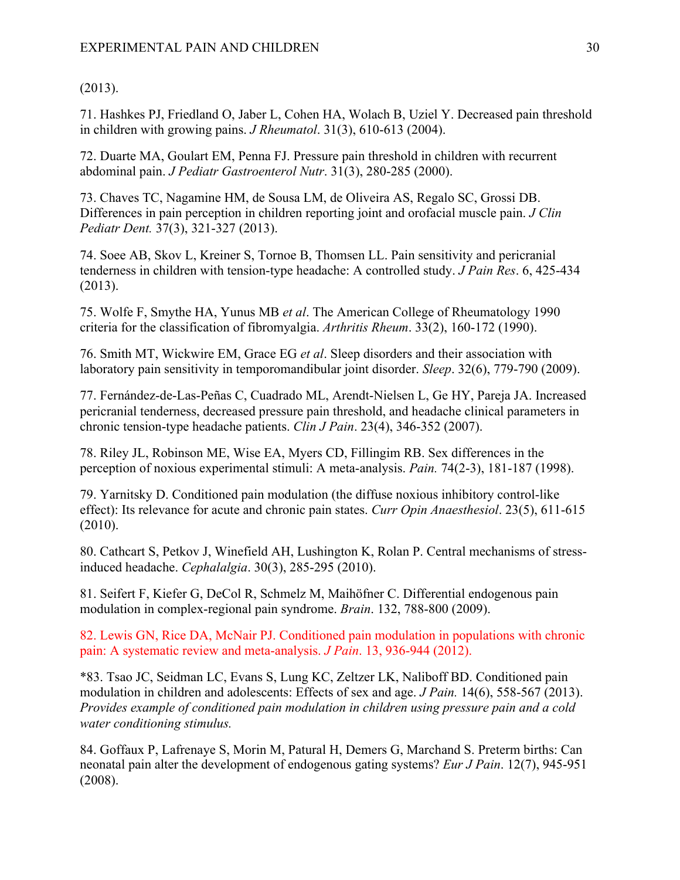(2013).

71. Hashkes PJ, Friedland O, Jaber L, Cohen HA, Wolach B, Uziel Y. Decreased pain threshold in children with growing pains. *J Rheumatol*. 31(3), 610-613 (2004).

72. Duarte MA, Goulart EM, Penna FJ. Pressure pain threshold in children with recurrent abdominal pain. *J Pediatr Gastroenterol Nutr*. 31(3), 280-285 (2000).

73. Chaves TC, Nagamine HM, de Sousa LM, de Oliveira AS, Regalo SC, Grossi DB. Differences in pain perception in children reporting joint and orofacial muscle pain. *J Clin Pediatr Dent.* 37(3), 321-327 (2013).

74. Soee AB, Skov L, Kreiner S, Tornoe B, Thomsen LL. Pain sensitivity and pericranial tenderness in children with tension-type headache: A controlled study. *J Pain Res*. 6, 425-434 (2013).

75. Wolfe F, Smythe HA, Yunus MB *et al*. The American College of Rheumatology 1990 criteria for the classification of fibromyalgia. *Arthritis Rheum*. 33(2), 160-172 (1990).

76. Smith MT, Wickwire EM, Grace EG *et al*. Sleep disorders and their association with laboratory pain sensitivity in temporomandibular joint disorder. *Sleep*. 32(6), 779-790 (2009).

77. Fernández-de-Las-Peñas C, Cuadrado ML, Arendt-Nielsen L, Ge HY, Pareja JA. Increased pericranial tenderness, decreased pressure pain threshold, and headache clinical parameters in chronic tension-type headache patients. *Clin J Pain*. 23(4), 346-352 (2007).

78. Riley JL, Robinson ME, Wise EA, Myers CD, Fillingim RB. Sex differences in the perception of noxious experimental stimuli: A meta-analysis. *Pain.* 74(2-3), 181-187 (1998).

79. Yarnitsky D. Conditioned pain modulation (the diffuse noxious inhibitory control-like effect): Its relevance for acute and chronic pain states. *Curr Opin Anaesthesiol*. 23(5), 611-615 (2010).

80. Cathcart S, Petkov J, Winefield AH, Lushington K, Rolan P. Central mechanisms of stress-induced headache. *Cephalalgia*. 30(3), 285-295 (2010).

81. Seifert F, Kiefer G, DeCol R, Schmelz M, Maihöfner C. Differential endogenous pain modulation in complex-regional pain syndrome. *Brain*. 132, 788-800 (2009).

82. Lewis GN, Rice DA, McNair PJ. Conditioned pain modulation in populations with chronic pain: A systematic review and meta-analysis. *J Pain*. 13, 936-944 (2012).

*83. Tsao JC, Seidman LC, Evans S, Lung KC, Zeltzer LK, Naliboff BD. Conditioned pain modulation in children and adolescents: Effects of sex and age. *J Pain.* 14(6), 558-567 (2013). *Provides example of conditioned pain modulation in children using pressure pain and a cold water conditioning stimulus.*

84. Goffaux P, Lafrenaye S, Morin M, Patural H, Demers G, Marchand S. Preterm births: Can neonatal pain alter the development of endogenous gating systems? *Eur J Pain*. 12(7), 945-951 (2008).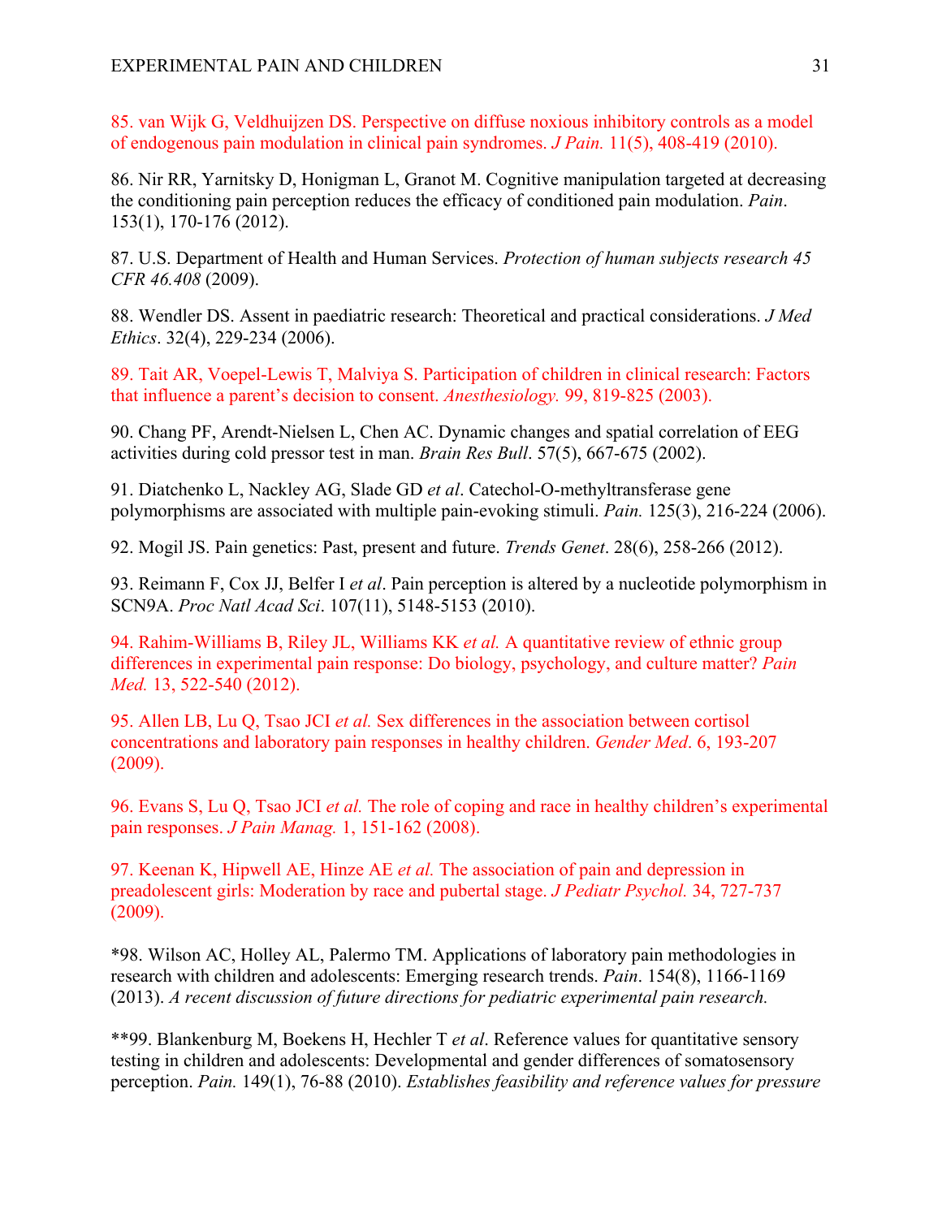85. van Wijk G, Veldhuijzen DS. Perspective on diffuse noxious inhibitory controls as a model of endogenous pain modulation in clinical pain syndromes. *J Pain.* 11(5), 408-419 (2010).

86. Nir RR, Yarnitsky D, Honigman L, Granot M. Cognitive manipulation targeted at decreasing the conditioning pain perception reduces the efficacy of conditioned pain modulation. *Pain*. 153(1), 170-176 (2012).

87. U.S. Department of Health and Human Services. *Protection of human subjects research 45 CFR 46.408* (2009).

88. Wendler DS. Assent in paediatric research: Theoretical and practical considerations. *J Med Ethics*. 32(4), 229-234 (2006).

89. Tait AR, Voepel-Lewis T, Malviya S. Participation of children in clinical research: Factors that influence a parent's decision to consent. *Anesthesiology.* 99, 819-825 (2003).

90. Chang PF, Arendt-Nielsen L, Chen AC. Dynamic changes and spatial correlation of EEG activities during cold pressor test in man. *Brain Res Bull*. 57(5), 667-675 (2002).

91. Diatchenko L, Nackley AG, Slade GD *et al*. Catechol-O-methyltransferase gene polymorphisms are associated with multiple pain-evoking stimuli. *Pain.* 125(3), 216-224 (2006).

92. Mogil JS. Pain genetics: Past, present and future. *Trends Genet*. 28(6), 258-266 (2012).

93. Reimann F, Cox JJ, Belfer I *et al*. Pain perception is altered by a nucleotide polymorphism in SCN9A. *Proc Natl Acad Sci*. 107(11), 5148-5153 (2010).

94. Rahim-Williams B, Riley JL, Williams KK *et al.* A quantitative review of ethnic group differences in experimental pain response: Do biology, psychology, and culture matter? *Pain Med.* 13, 522-540 (2012).

95. Allen LB, Lu Q, Tsao JCI *et al.* Sex differences in the association between cortisol concentrations and laboratory pain responses in healthy children. *Gender Med*. 6, 193-207 (2009).

96. Evans S, Lu Q, Tsao JCI *et al.* The role of coping and race in healthy children's experimental pain responses. *J Pain Manag.* 1, 151-162 (2008).

97. Keenan K, Hipwell AE, Hinze AE *et al.* The association of pain and depression in preadolescent girls: Moderation by race and pubertal stage. *J Pediatr Psychol.* 34, 727-737 (2009).

*98. Wilson AC, Holley AL, Palermo TM. Applications of laboratory pain methodologies in research with children and adolescents: Emerging research trends. *Pain*. 154(8), 1166-1169 (2013). *A recent discussion of future directions for pediatric experimental pain research.*

**99. Blankenburg M, Boekens H, Hechler T *et al*. Reference values for quantitative sensory testing in children and adolescents: Developmental and gender differences of somatosensory perception. *Pain.* 149(1), 76-88 (2010). *Establishes feasibility and reference values for pressure*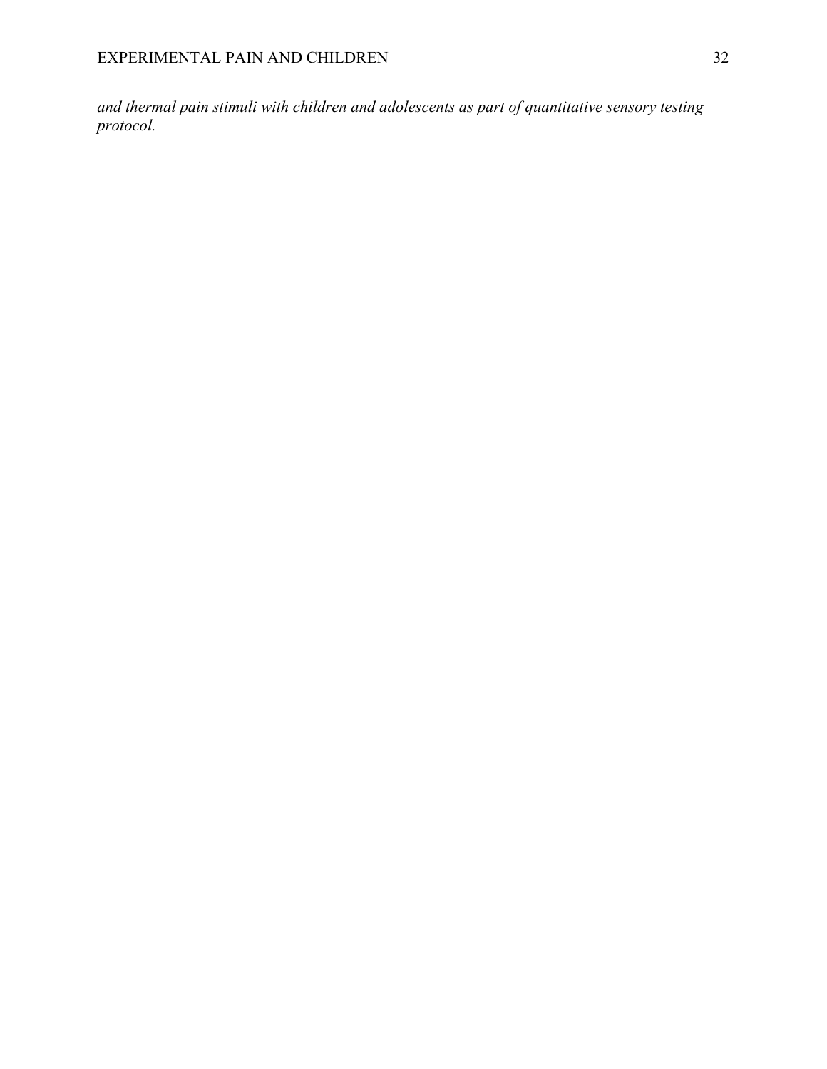*and thermal pain stimuli with children and adolescents as part of quantitative sensory testing protocol.*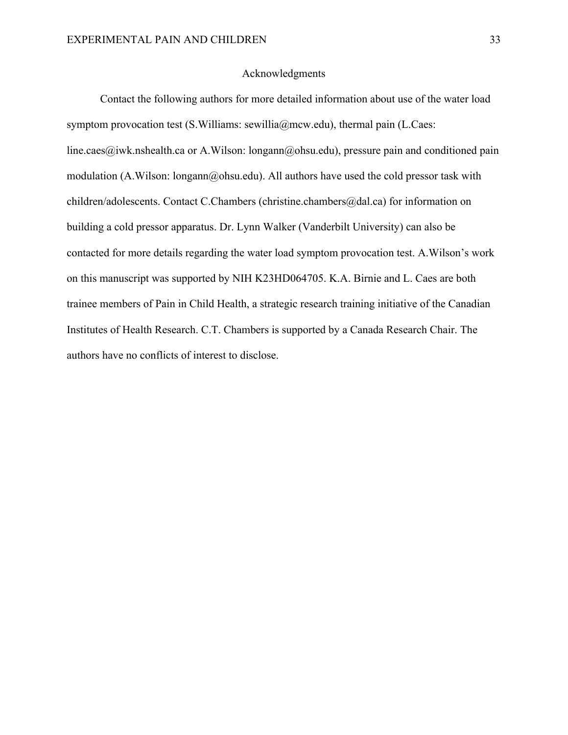## Acknowledgments

Contact the following authors for more detailed information about use of the water load symptom provocation test (S.Williams: sewillia@mcw.edu), thermal pain (L.Caes: line.caes@iwk.nshealth.ca or A.Wilson: longann@ohsu.edu), pressure pain and conditioned pain modulation (A.Wilson: longann@ohsu.edu). All authors have used the cold pressor task with children/adolescents. Contact C.Chambers (christine.chambers@dal.ca) for information on building a cold pressor apparatus. Dr. Lynn Walker (Vanderbilt University) can also be contacted for more details regarding the water load symptom provocation test. A.Wilson's work on this manuscript was supported by NIH K23HD064705. K.A. Birnie and L. Caes are both trainee members of Pain in Child Health, a strategic research training initiative of the Canadian Institutes of Health Research. C.T. Chambers is supported by a Canada Research Chair. The authors have no conflicts of interest to disclose.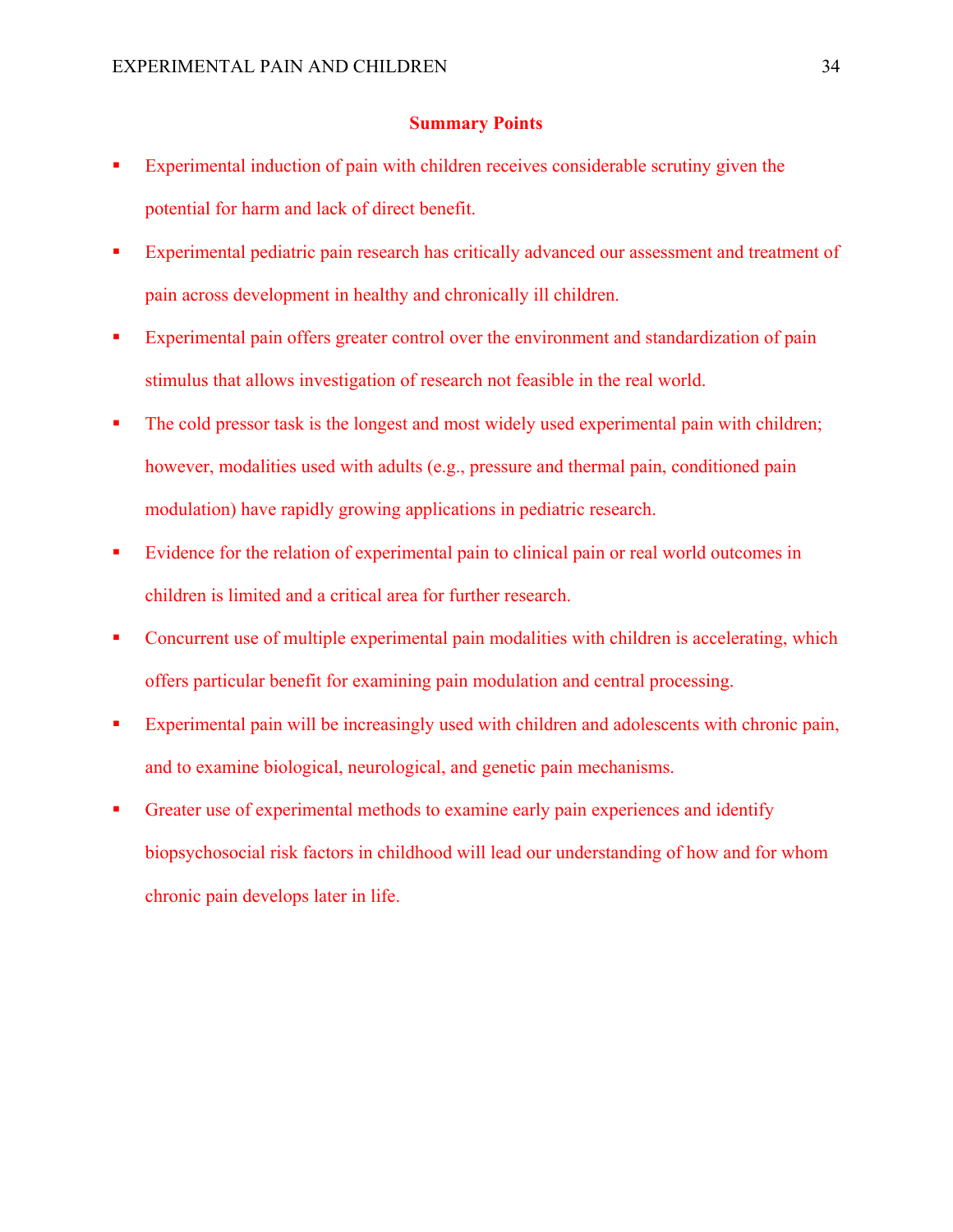## Summary Points

- Experimental induction of pain with children receives considerable scrutiny given the potential for harm and lack of direct benefit.
- Experimental pediatric pain research has critically advanced our assessment and treatment of pain across development in healthy and chronically ill children.
- Experimental pain offers greater control over the environment and standardization of pain stimulus that allows investigation of research not feasible in the real world.
- The cold pressor task is the longest and most widely used experimental pain with children; however, modalities used with adults (e.g., pressure and thermal pain, conditioned pain modulation) have rapidly growing applications in pediatric research.
- Evidence for the relation of experimental pain to clinical pain or real world outcomes in children is limited and a critical area for further research.
- Concurrent use of multiple experimental pain modalities with children is accelerating, which offers particular benefit for examining pain modulation and central processing.
- Experimental pain will be increasingly used with children and adolescents with chronic pain, and to examine biological, neurological, and genetic pain mechanisms.
- Greater use of experimental methods to examine early pain experiences and identify biopsychosocial risk factors in childhood will lead our understanding of how and for whom chronic pain develops later in life.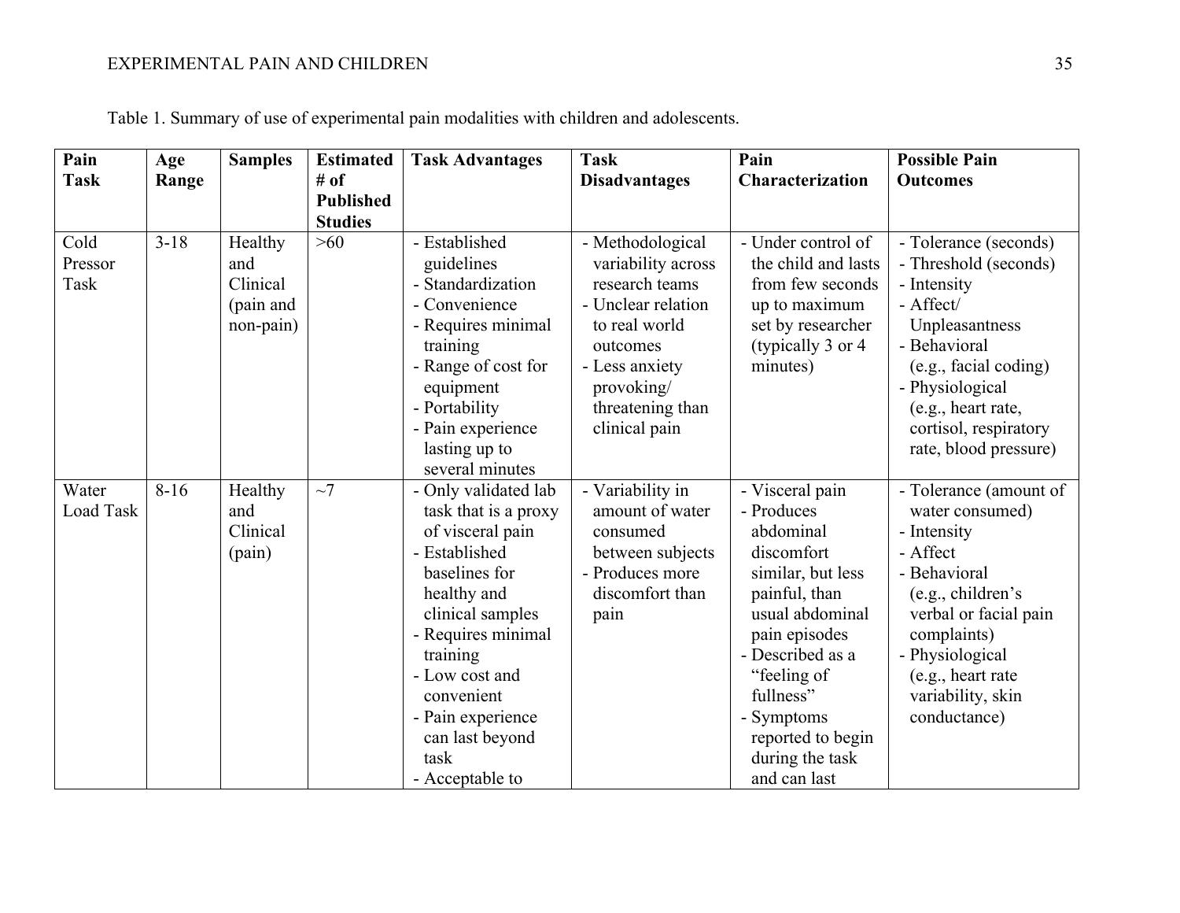Table 1. Summary of use of experimental pain modalities with children and adolescents.

| Pain Task | Age Range | Samples | Estimated # of Published Studies | Task Advantages | Task Disadvantages | Pain Characterization | Possible Pain Outcomes |
|---|---|---|---|---|---|---|---|
| Cold Pressor Task | 3-18 | Healthy and Clinical (pain and non-pain) | >60 | - Established guidelines<br>- Standardization<br>- Convenience<br>- Requires minimal training<br>- Range of cost for equipment<br>- Portability<br>- Pain experience lasting up to several minutes | - Methodological variability across research teams<br>- Unclear relation to real world outcomes<br>- Less anxiety provoking/ threatening than clinical pain | - Under control of the child and lasts from few seconds up to maximum set by researcher (typically 3 or 4 minutes) | - Tolerance (seconds)<br>- Threshold (seconds)<br>- Intensity<br>- Affect/ Unpleasantness<br>- Behavioral (e.g., facial coding)<br>- Physiological (e.g., heart rate, cortisol, respiratory rate, blood pressure) |
| Water Load Task | 8-16 | Healthy and Clinical (pain) | ~7 | - Only validated lab task that is a proxy of visceral pain<br>- Established baselines for healthy and clinical samples<br>- Requires minimal training<br>- Low cost and convenient<br>- Pain experience can last beyond task<br>- Acceptable to | - Variability in amount of water consumed between subjects<br>- Produces more discomfort than pain | - Visceral pain<br>- Produces abdominal discomfort similar, but less painful, than usual abdominal pain episodes<br>- Described as a "feeling of fullness"<br>- Symptoms reported to begin during the task and can last | - Tolerance (amount of water consumed)<br>- Intensity<br>- Affect<br>- Behavioral (e.g., children's verbal or facial pain complaints)<br>- Physiological (e.g., heart rate variability, skin conductance) |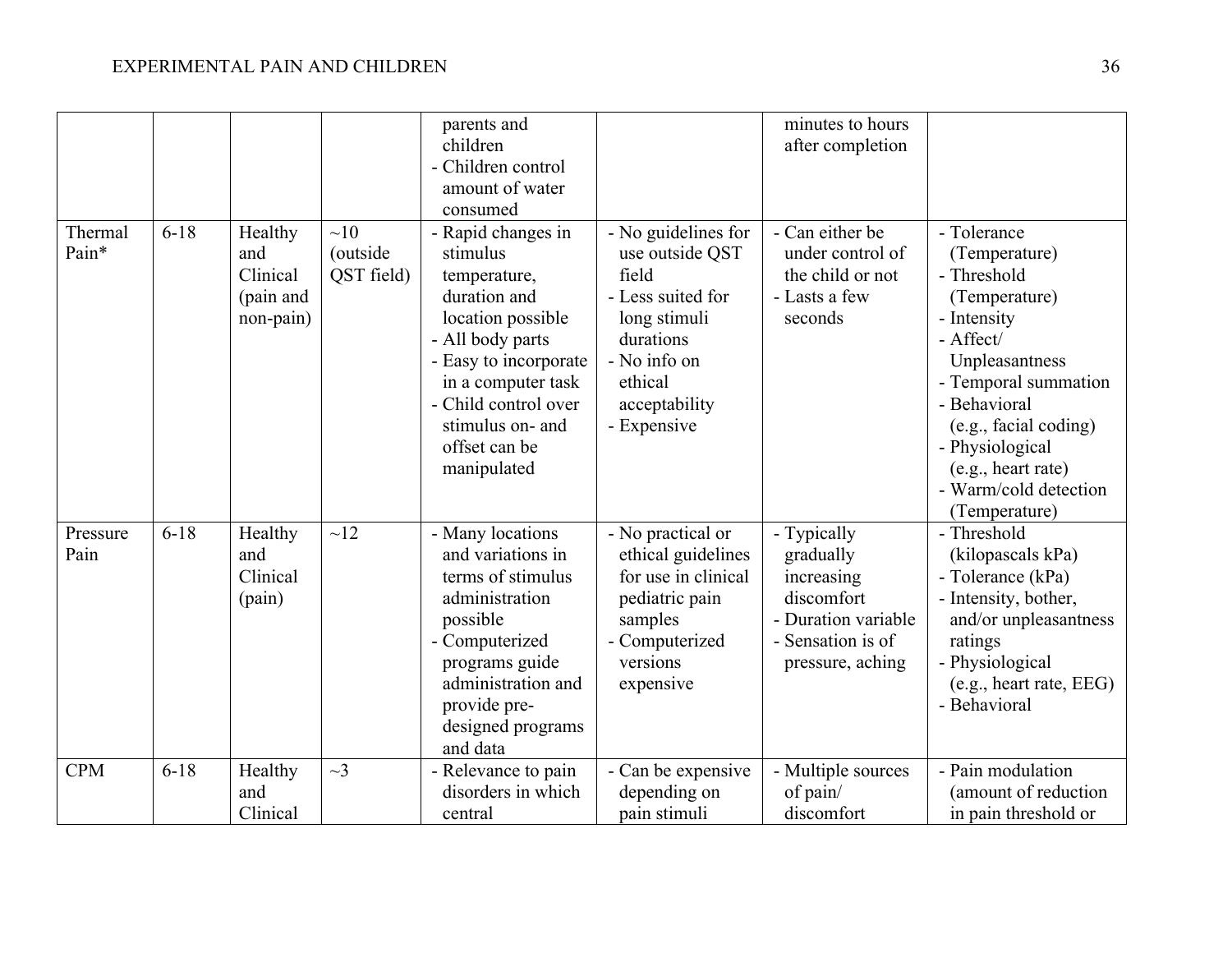| | | | | - parents and children<br>- Children control amount of water consumed | | minutes to hours after completion | |
|---|---|---|---|---|---|---|---|
| Thermal Pain* | 6-18 | Healthy and Clinical (pain and non-pain) | ~10 (outside QST field) | - Rapid changes in stimulus temperature, duration and location possible<br>- All body parts<br>- Easy to incorporate in a computer task<br>- Child control over stimulus on- and offset can be manipulated | - No guidelines for use outside QST field<br>- Less suited for long stimuli durations<br>- No info on ethical acceptability<br>- Expensive | - Can either be under control of the child or not<br>- Lasts a few seconds | - Tolerance (Temperature)<br>- Threshold (Temperature)<br>- Intensity<br>- Affect/ Unpleasantness<br>- Temporal summation<br>- Behavioral (e.g., facial coding)<br>- Physiological (e.g., heart rate)<br>- Warm/cold detection (Temperature) |
| Pressure Pain | 6-18 | Healthy and Clinical (pain) | ~12 | - Many locations and variations in terms of stimulus administration possible<br>- Computerized programs guide administration and provide pre-designed programs and data | - No practical or ethical guidelines for use in clinical pediatric pain samples<br>- Computerized versions expensive | - Typically gradually increasing discomfort<br>- Duration variable<br>- Sensation is of pressure, aching | - Threshold (kilopascals kPa)<br>- Tolerance (kPa)<br>- Intensity, bother, and/or unpleasantness ratings<br>- Physiological (e.g., heart rate, EEG)<br>- Behavioral |
| CPM | 6-18 | Healthy and Clinical | ~3 | - Relevance to pain disorders in which central | - Can be expensive depending on pain stimuli | - Multiple sources of pain/ discomfort | - Pain modulation (amount of reduction in pain threshold or |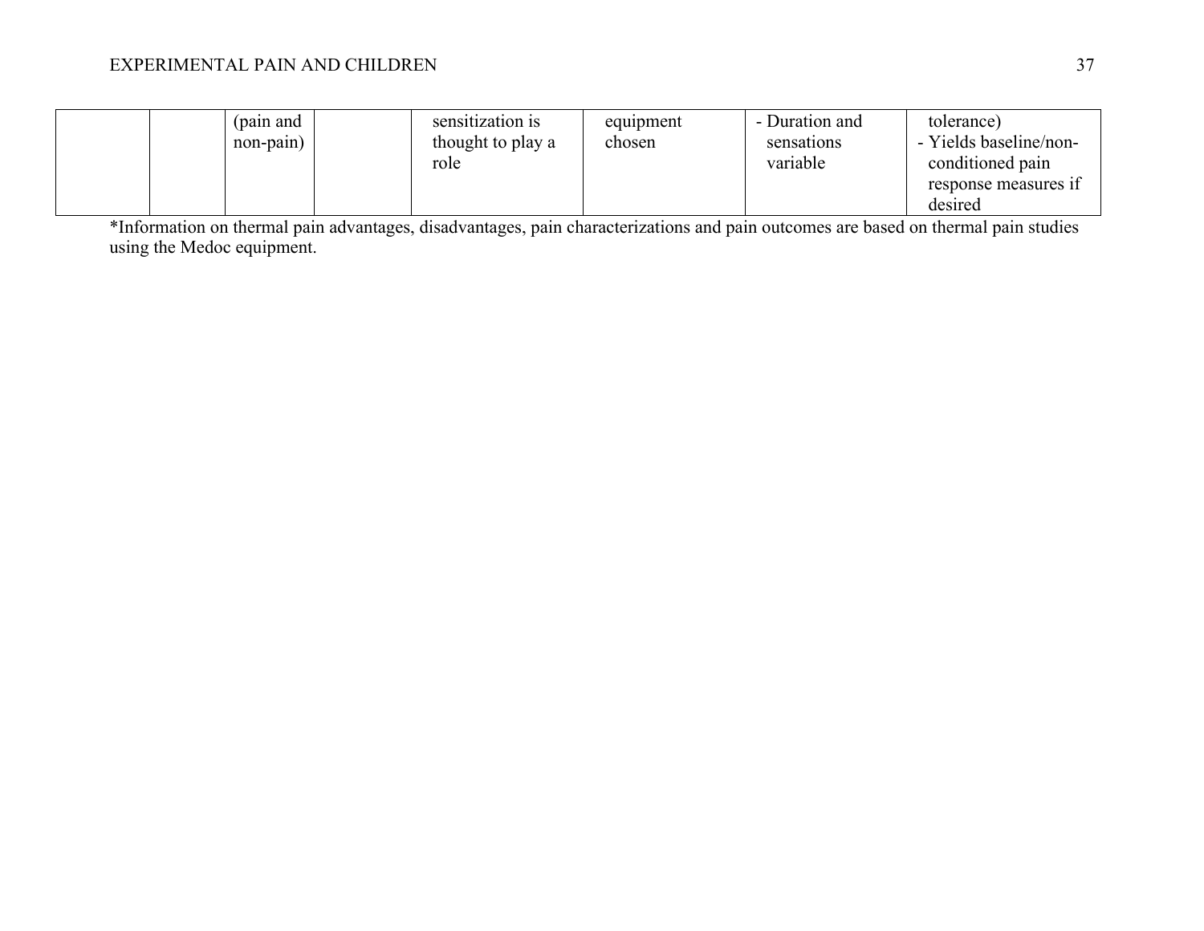| | | | | | | | |
|---|---|---|---|---|---|---|---|
| | | (pain and non-pain) | | sensitization is thought to play a role | equipment chosen | - Duration and sensations variable | tolerance)<br>- Yields baseline/non-conditioned pain response measures if desired |

*Information on thermal pain advantages, disadvantages, pain characterizations and pain outcomes are based on thermal pain studies using the Medoc equipment.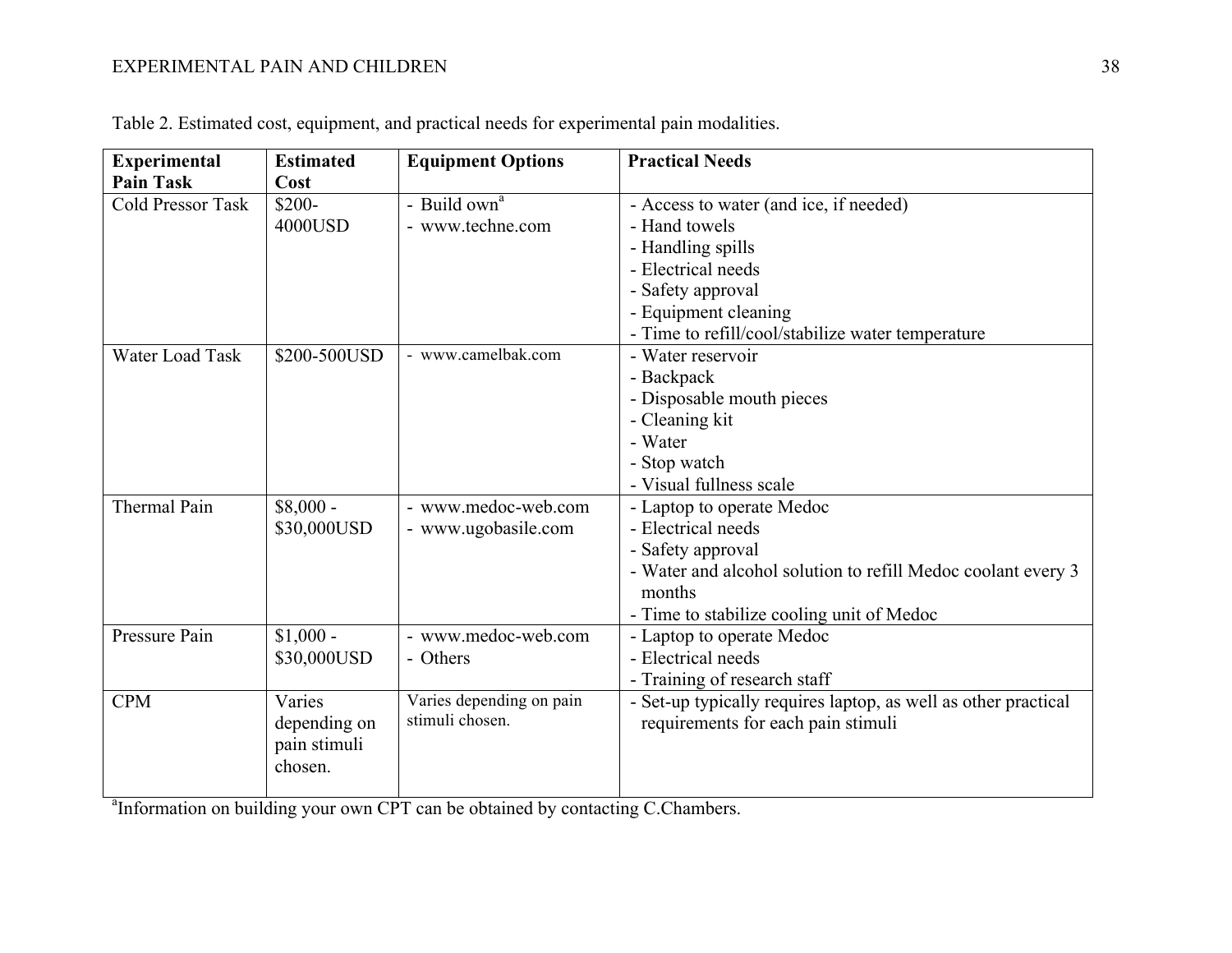Table 2. Estimated cost, equipment, and practical needs for experimental pain modalities.

| Experimental Pain Task | Estimated Cost | Equipment Options | Practical Needs |
|---|---|---|---|
| Cold Pressor Task | $200-4000USD | - Build own[a]<br>- www.techne.com | - Access to water (and ice, if needed)<br>- Hand towels<br>- Handling spills<br>- Electrical needs<br>- Safety approval<br>- Equipment cleaning<br>- Time to refill/cool/stabilize water temperature |
| Water Load Task | $200-500USD | - www.camelbak.com | - Water reservoir<br>- Backpack<br>- Disposable mouth pieces<br>- Cleaning kit<br>- Water<br>- Stop watch<br>- Visual fullness scale |
| Thermal Pain | $8,000 - $30,000USD | - www.medoc-web.com<br>- www.ugobasile.com | - Laptop to operate Medoc<br>- Electrical needs<br>- Safety approval<br>- Water and alcohol solution to refill Medoc coolant every 3 months<br>- Time to stabilize cooling unit of Medoc |
| Pressure Pain | $1,000 - $30,000USD | - www.medoc-web.com<br>- Others | - Laptop to operate Medoc<br>- Electrical needs<br>- Training of research staff |
| CPM | Varies depending on pain stimuli chosen. | Varies depending on pain stimuli chosen. | - Set-up typically requires laptop, as well as other practical requirements for each pain stimuli |

[a]Information on building your own CPT can be obtained by contacting C.Chambers.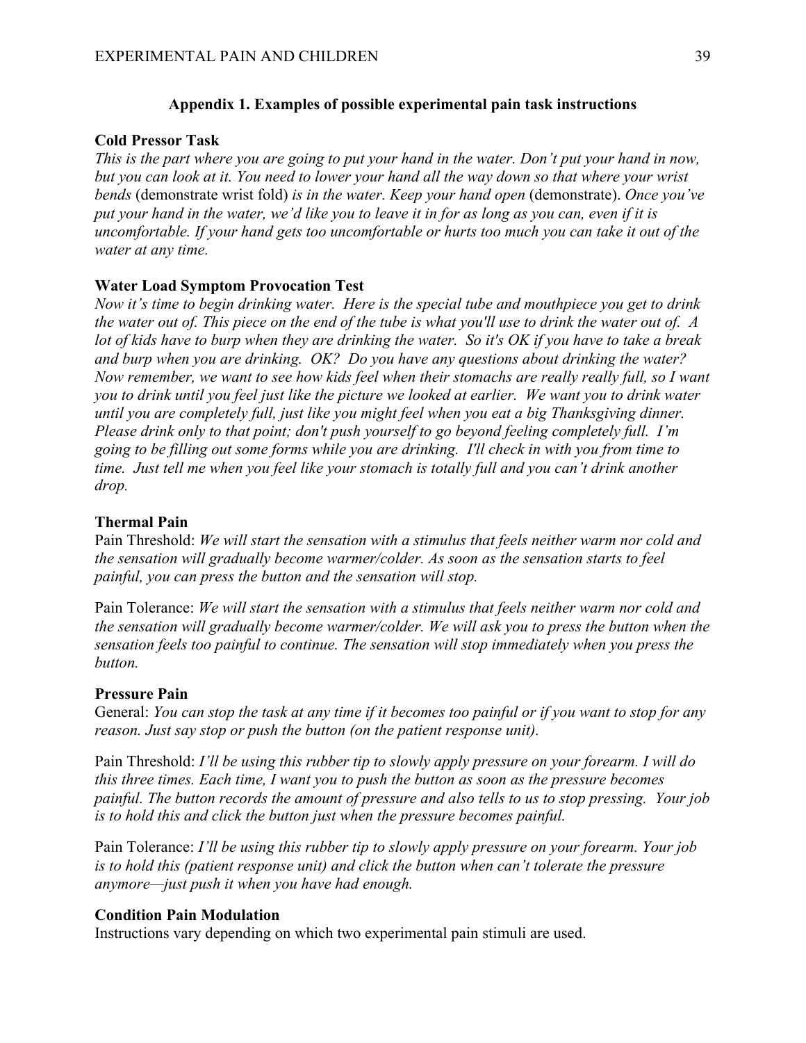## Appendix 1. Examples of possible experimental pain task instructions

### Cold Pressor Task

*This is the part where you are going to put your hand in the water. Don't put your hand in now, but you can look at it. You need to lower your hand all the way down so that where your wrist bends* (demonstrate wrist fold) *is in the water. Keep your hand open* (demonstrate). *Once you've put your hand in the water, we'd like you to leave it in for as long as you can, even if it is uncomfortable. If your hand gets too uncomfortable or hurts too much you can take it out of the water at any time.*

### Water Load Symptom Provocation Test

*Now it's time to begin drinking water. Here is the special tube and mouthpiece you get to drink the water out of. This piece on the end of the tube is what you'll use to drink the water out of. A lot of kids have to burp when they are drinking the water. So it's OK if you have to take a break and burp when you are drinking. OK? Do you have any questions about drinking the water? Now remember, we want to see how kids feel when their stomachs are really really full, so I want you to drink until you feel just like the picture we looked at earlier. We want you to drink water until you are completely full, just like you might feel when you eat a big Thanksgiving dinner. Please drink only to that point; don't push yourself to go beyond feeling completely full. I'm going to be filling out some forms while you are drinking. I'll check in with you from time to time. Just tell me when you feel like your stomach is totally full and you can't drink another drop.*

### Thermal Pain

Pain Threshold: *We will start the sensation with a stimulus that feels neither warm nor cold and the sensation will gradually become warmer/colder. As soon as the sensation starts to feel painful, you can press the button and the sensation will stop.*

Pain Tolerance: *We will start the sensation with a stimulus that feels neither warm nor cold and the sensation will gradually become warmer/colder. We will ask you to press the button when the sensation feels too painful to continue. The sensation will stop immediately when you press the button.*

### Pressure Pain

General: *You can stop the task at any time if it becomes too painful or if you want to stop for any reason. Just say stop or push the button (on the patient response unit).*

Pain Threshold: *I'll be using this rubber tip to slowly apply pressure on your forearm. I will do this three times. Each time, I want you to push the button as soon as the pressure becomes painful. The button records the amount of pressure and also tells to us to stop pressing. Your job is to hold this and click the button just when the pressure becomes painful.*

Pain Tolerance: *I'll be using this rubber tip to slowly apply pressure on your forearm. Your job is to hold this (patient response unit) and click the button when can't tolerate the pressure anymore—just push it when you have had enough.*

### Condition Pain Modulation

Instructions vary depending on which two experimental pain stimuli are used.